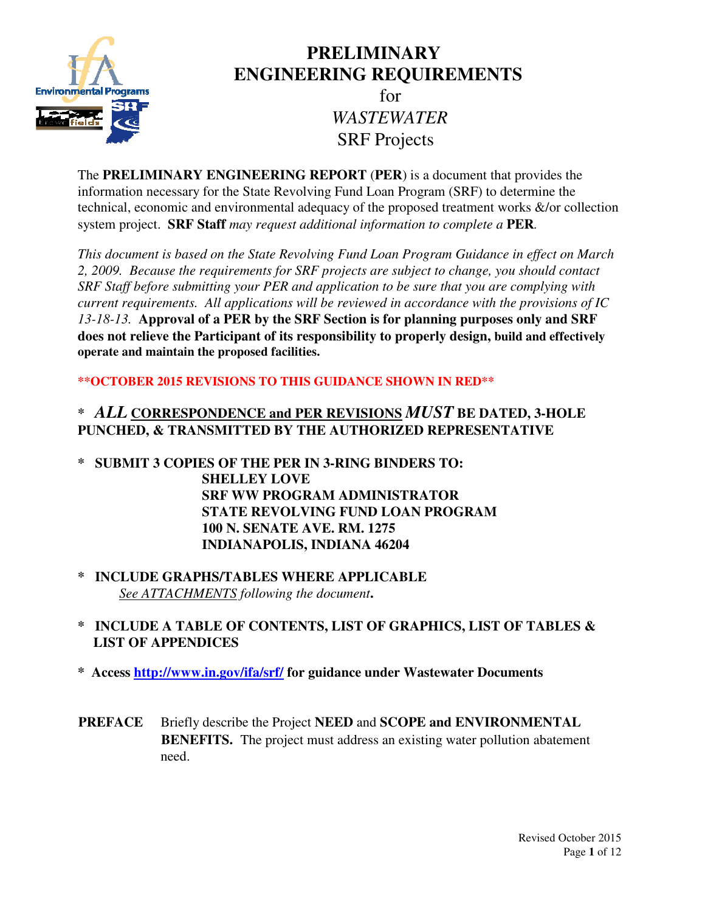# PRELIMINARY ENGINEERING REQUIREMENTS

for

*WASTEWATER*

SRF Projects

The **PRELIMINARY ENGINEERING REPORT** (**PER**) is a document that provides the information necessary for the State Revolving Fund Loan Program (SRF) to determine the technical, economic and environmental adequacy of the proposed treatment works &/or collection system project. **SRF Staff** *may request additional information to complete a* **PER***.*

*This document is based on the State Revolving Fund Loan Program Guidance in effect on March 2, 2009. Because the requirements for SRF projects are subject to change, you should contact SRF Staff before submitting your PER and application to be sure that you are complying with current requirements. All applications will be reviewed in accordance with the provisions of IC 13-18-13.* **Approval of a PER by the SRF Section is for planning purposes only and SRF does not relieve the Participant of its responsibility to properly design, build and effectively operate and maintain the proposed facilities.**

****OCTOBER 2015 REVISIONS TO THIS GUIDANCE SHOWN IN RED****

**\*** ***ALL*** **CORRESPONDENCE and PER REVISIONS** ***MUST*** **BE DATED, 3-HOLE PUNCHED, & TRANSMITTED BY THE AUTHORIZED REPRESENTATIVE**

**\* SUBMIT 3 COPIES OF THE PER IN 3-RING BINDERS TO:**
**SHELLEY LOVE**
**SRF WW PROGRAM ADMINISTRATOR**
**STATE REVOLVING FUND LOAN PROGRAM**
**100 N. SENATE AVE. RM. 1275**
**INDIANAPOLIS, INDIANA 46204**

**\* INCLUDE GRAPHS/TABLES WHERE APPLICABLE**
*See ATTACHMENTS following the document***.**

**\* INCLUDE A TABLE OF CONTENTS, LIST OF GRAPHICS, LIST OF TABLES & LIST OF APPENDICES**

**\* Access http://www.in.gov/ifa/srf/ for guidance under Wastewater Documents**

**PREFACE** Briefly describe the Project **NEED** and **SCOPE and ENVIRONMENTAL BENEFITS.** The project must address an existing water pollution abatement need.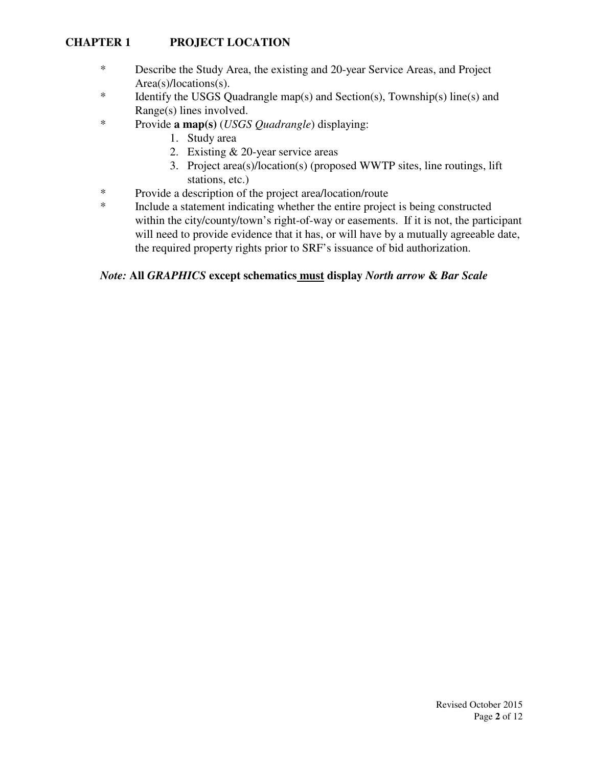# CHAPTER 1 PROJECT LOCATION

* Describe the Study Area, the existing and 20-year Service Areas, and Project Area(s)/locations(s).
* Identify the USGS Quadrangle map(s) and Section(s), Township(s) line(s) and Range(s) lines involved.
* Provide **a map(s)** (*USGS Quadrangle*) displaying:
  1. Study area
  2. Existing & 20-year service areas
  3. Project area(s)/location(s) (proposed WWTP sites, line routings, lift stations, etc.)
* Provide a description of the project area/location/route
* Include a statement indicating whether the entire project is being constructed within the city/county/town's right-of-way or easements. If it is not, the participant will need to provide evidence that it has, or will have by a mutually agreeable date, the required property rights prior to SRF's issuance of bid authorization.

***Note:*** **All *GRAPHICS* except schematics <u>must</u> display *North arrow* & *Bar Scale***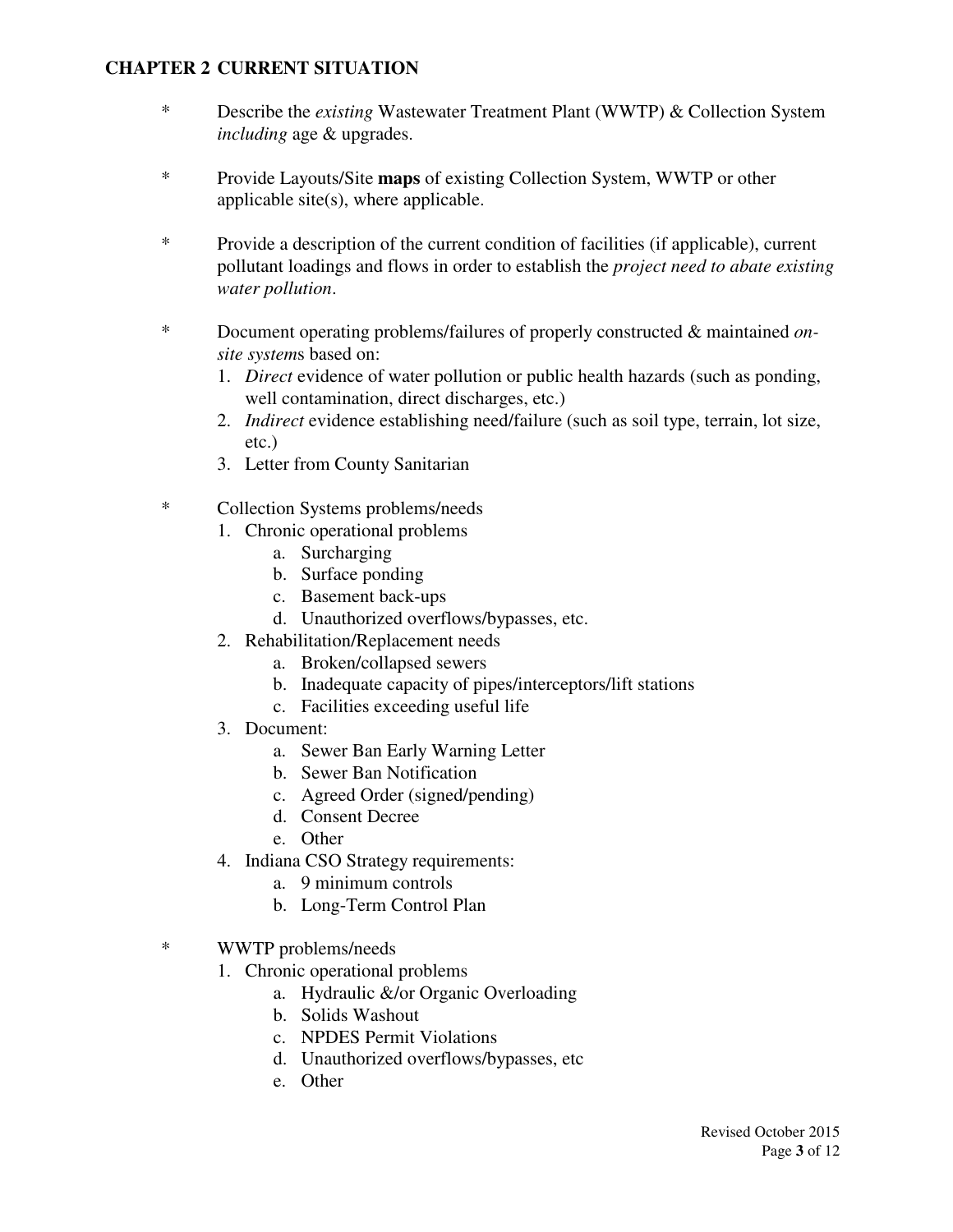## CHAPTER 2 CURRENT SITUATION

* Describe the *existing* Wastewater Treatment Plant (WWTP) & Collection System *including* age & upgrades.

* Provide Layouts/Site **maps** of existing Collection System, WWTP or other applicable site(s), where applicable.

* Provide a description of the current condition of facilities (if applicable), current pollutant loadings and flows in order to establish the *project need to abate existing water pollution*.

* Document operating problems/failures of properly constructed & maintained *on-site system*s based on:
  1. *Direct* evidence of water pollution or public health hazards (such as ponding, well contamination, direct discharges, etc.)
  2. *Indirect* evidence establishing need/failure (such as soil type, terrain, lot size, etc.)
  3. Letter from County Sanitarian

* Collection Systems problems/needs
  1. Chronic operational problems
     a. Surcharging
     b. Surface ponding
     c. Basement back-ups
     d. Unauthorized overflows/bypasses, etc.
  2. Rehabilitation/Replacement needs
     a. Broken/collapsed sewers
     b. Inadequate capacity of pipes/interceptors/lift stations
     c. Facilities exceeding useful life
  3. Document:
     a. Sewer Ban Early Warning Letter
     b. Sewer Ban Notification
     c. Agreed Order (signed/pending)
     d. Consent Decree
     e. Other
  4. Indiana CSO Strategy requirements:
     a. 9 minimum controls
     b. Long-Term Control Plan

* WWTP problems/needs
  1. Chronic operational problems
     a. Hydraulic &/or Organic Overloading
     b. Solids Washout
     c. NPDES Permit Violations
     d. Unauthorized overflows/bypasses, etc
     e. Other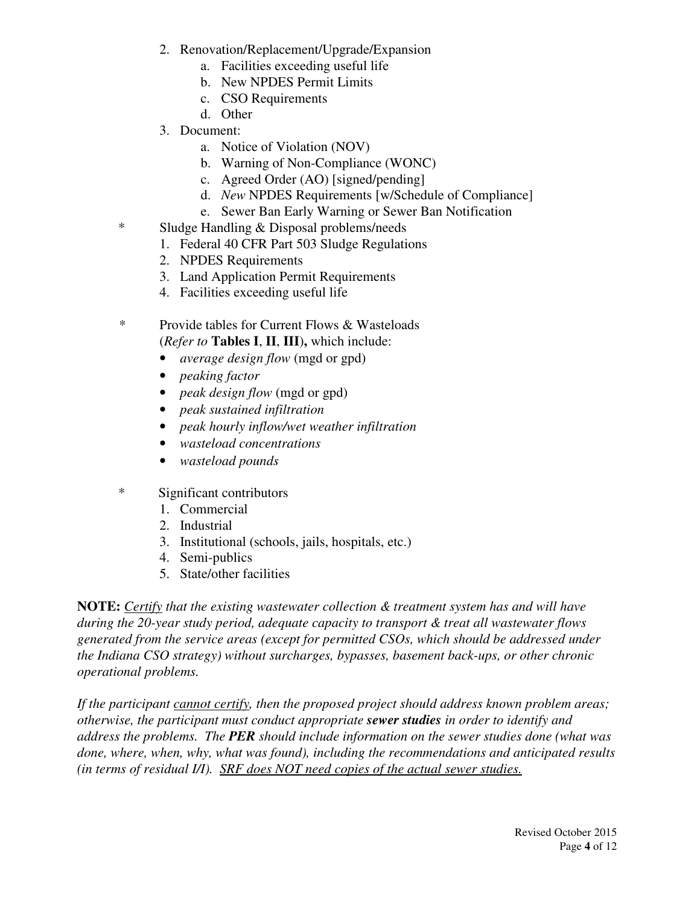2. Renovation/Replacement/Upgrade/Expansion
    a. Facilities exceeding useful life
    b. New NPDES Permit Limits
    c. CSO Requirements
    d. Other
3. Document:
    a. Notice of Violation (NOV)
    b. Warning of Non-Compliance (WONC)
    c. Agreed Order (AO) [signed/pending]
    d. *New* NPDES Requirements [w/Schedule of Compliance]
    e. Sewer Ban Early Warning or Sewer Ban Notification

\* Sludge Handling & Disposal problems/needs

1. Federal 40 CFR Part 503 Sludge Regulations
2. NPDES Requirements
3. Land Application Permit Requirements
4. Facilities exceeding useful life

\* Provide tables for Current Flows & Wasteloads (*Refer to* **Tables I**, **II**, **III**)**,** which include:

- *average design flow* (mgd or gpd)
- *peaking factor*
- *peak design flow* (mgd or gpd)
- *peak sustained infiltration*
- *peak hourly inflow/wet weather infiltration*
- *wasteload concentrations*
- *wasteload pounds*

\* Significant contributors

1. Commercial
2. Industrial
3. Institutional (schools, jails, hospitals, etc.)
4. Semi-publics
5. State/other facilities

**NOTE:** *<u>Certify</u> that the existing wastewater collection & treatment system has and will have during the 20-year study period, adequate capacity to transport & treat all wastewater flows generated from the service areas (except for permitted CSOs, which should be addressed under the Indiana CSO strategy) without surcharges, bypasses, basement back-ups, or other chronic operational problems.*

*If the participant <u>cannot certify</u>, then the proposed project should address known problem areas; otherwise, the participant must conduct appropriate **sewer studies** in order to identify and address the problems. The **PER** should include information on the sewer studies done (what was done, where, when, why, what was found), including the recommendations and anticipated results (in terms of residual I/I). <u>SRF does NOT need copies of the actual sewer studies.</u>*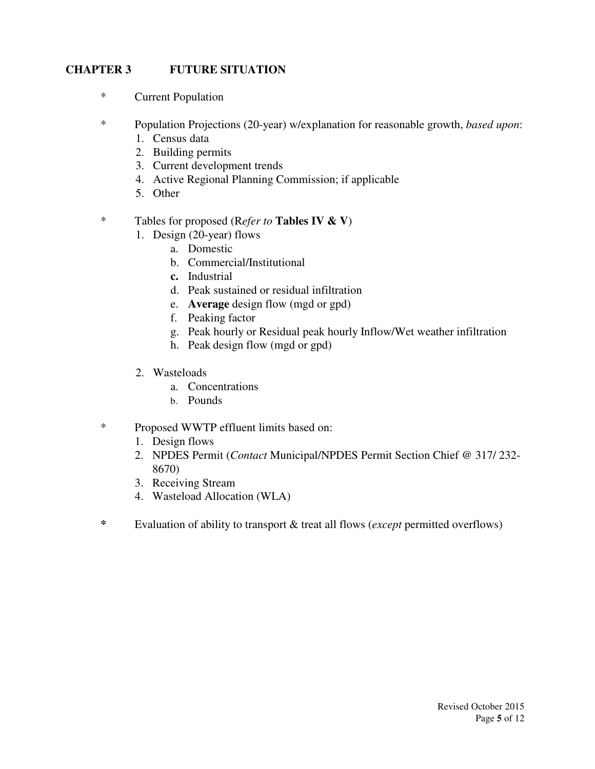## CHAPTER 3 FUTURE SITUATION

- \* Current Population

- \* Population Projections (20-year) w/explanation for reasonable growth, *based upon*:
  1. Census data
  2. Building permits
  3. Current development trends
  4. Active Regional Planning Commission; if applicable
  5. Other

- \* Tables for proposed (R*efer to* **Tables IV & V**)
  1. Design (20-year) flows
     a. Domestic
     b. Commercial/Institutional
     **c.** Industrial
     d. Peak sustained or residual infiltration
     e. **Average** design flow (mgd or gpd)
     f. Peaking factor
     g. Peak hourly or Residual peak hourly Inflow/Wet weather infiltration
     h. Peak design flow (mgd or gpd)

  2. Wasteloads
     a. Concentrations
     b. Pounds

- \* Proposed WWTP effluent limits based on:
  1. Design flows
  2. NPDES Permit (*Contact* Municipal/NPDES Permit Section Chief @ 317/ 232-8670)
  3. Receiving Stream
  4. Wasteload Allocation (WLA)

- **\*** Evaluation of ability to transport & treat all flows (*except* permitted overflows)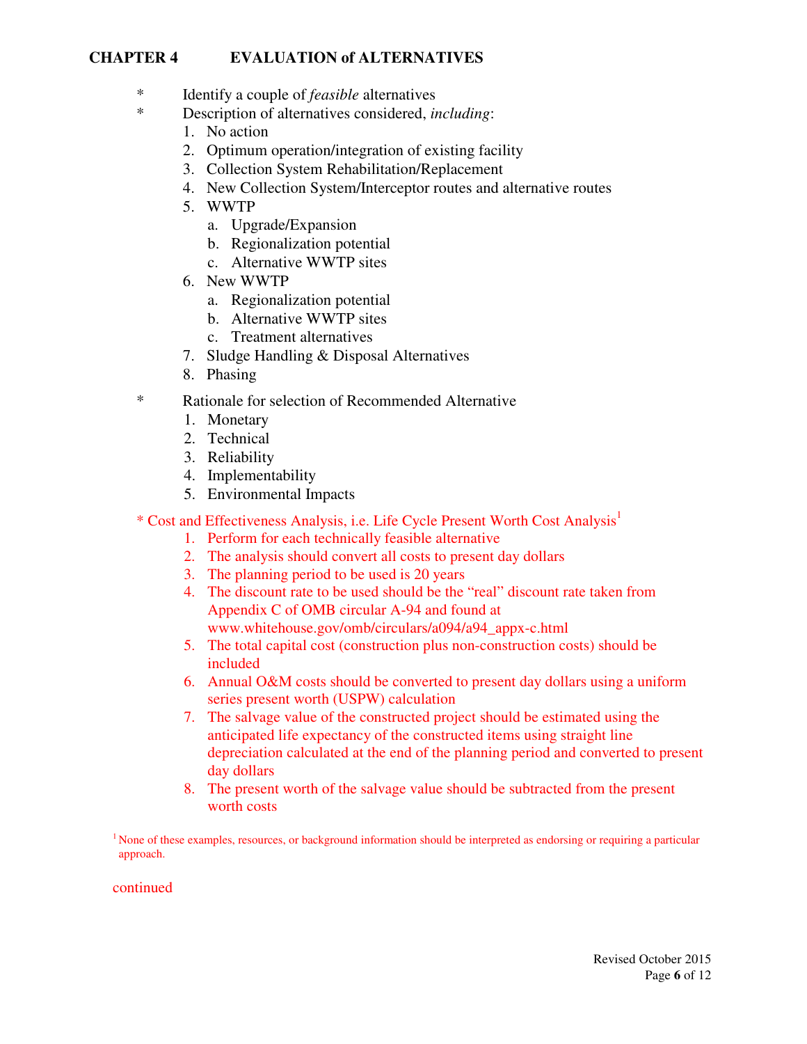## CHAPTER 4 EVALUATION of ALTERNATIVES

- Identify a couple of *feasible* alternatives
- Description of alternatives considered, *including*:
  1. No action
  2. Optimum operation/integration of existing facility
  3. Collection System Rehabilitation/Replacement
  4. New Collection System/Interceptor routes and alternative routes
  5. WWTP
     a. Upgrade/Expansion
     b. Regionalization potential
     c. Alternative WWTP sites
  6. New WWTP
     a. Regionalization potential
     b. Alternative WWTP sites
     c. Treatment alternatives
  7. Sludge Handling & Disposal Alternatives
  8. Phasing

- Rationale for selection of Recommended Alternative
  1. Monetary
  2. Technical
  3. Reliability
  4. Implementability
  5. Environmental Impacts

- Cost and Effectiveness Analysis, i.e. Life Cycle Present Worth Cost Analysis[1]
  1. Perform for each technically feasible alternative
  2. The analysis should convert all costs to present day dollars
  3. The planning period to be used is 20 years
  4. The discount rate to be used should be the "real" discount rate taken from Appendix C of OMB circular A-94 and found at www.whitehouse.gov/omb/circulars/a094/a94_appx-c.html
  5. The total capital cost (construction plus non-construction costs) should be included
  6. Annual O&M costs should be converted to present day dollars using a uniform series present worth (USPW) calculation
  7. The salvage value of the constructed project should be estimated using the anticipated life expectancy of the constructed items using straight line depreciation calculated at the end of the planning period and converted to present day dollars
  8. The present worth of the salvage value should be subtracted from the present worth costs

[1] None of these examples, resources, or background information should be interpreted as endorsing or requiring a particular approach.

continued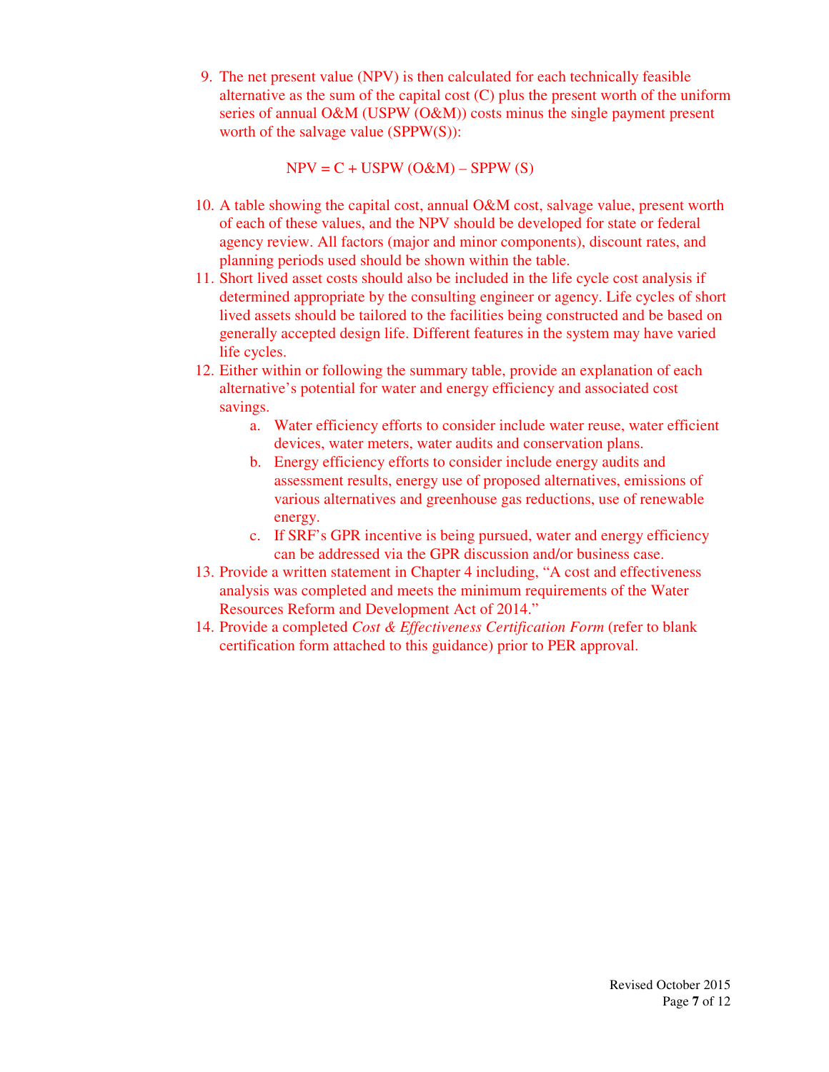9. The net present value (NPV) is then calculated for each technically feasible alternative as the sum of the capital cost (C) plus the present worth of the uniform series of annual O&M (USPW (O&M)) costs minus the single payment present worth of the salvage value (SPPW(S)):

   $$NPV = C + USPW\ (O\&M) - SPPW\ (S)$$

10. A table showing the capital cost, annual O&M cost, salvage value, present worth of each of these values, and the NPV should be developed for state or federal agency review. All factors (major and minor components), discount rates, and planning periods used should be shown within the table.
11. Short lived asset costs should also be included in the life cycle cost analysis if determined appropriate by the consulting engineer or agency. Life cycles of short lived assets should be tailored to the facilities being constructed and be based on generally accepted design life. Different features in the system may have varied life cycles.
12. Either within or following the summary table, provide an explanation of each alternative's potential for water and energy efficiency and associated cost savings.
    a. Water efficiency efforts to consider include water reuse, water efficient devices, water meters, water audits and conservation plans.
    b. Energy efficiency efforts to consider include energy audits and assessment results, energy use of proposed alternatives, emissions of various alternatives and greenhouse gas reductions, use of renewable energy.
    c. If SRF's GPR incentive is being pursued, water and energy efficiency can be addressed via the GPR discussion and/or business case.
13. Provide a written statement in Chapter 4 including, "A cost and effectiveness analysis was completed and meets the minimum requirements of the Water Resources Reform and Development Act of 2014."
14. Provide a completed *Cost & Effectiveness Certification Form* (refer to blank certification form attached to this guidance) prior to PER approval.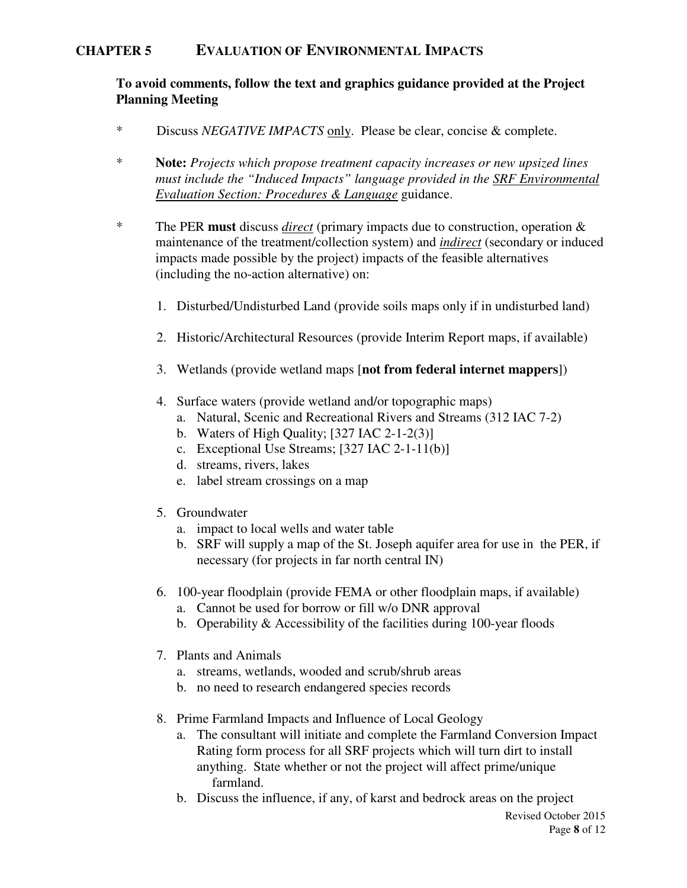# CHAPTER 5 EVALUATION OF ENVIRONMENTAL IMPACTS

**To avoid comments, follow the text and graphics guidance provided at the Project Planning Meeting**

- Discuss *NEGATIVE IMPACTS* only. Please be clear, concise & complete.

- **Note:** *Projects which propose treatment capacity increases or new upsized lines must include the "Induced Impacts" language provided in the* SRF Environmental Evaluation Section: Procedures & Language guidance.

- The PER **must** discuss ***direct*** (primary impacts due to construction, operation & maintenance of the treatment/collection system) and ***indirect*** (secondary or induced impacts made possible by the project) impacts of the feasible alternatives (including the no-action alternative) on:

  1. Disturbed/Undisturbed Land (provide soils maps only if in undisturbed land)

  2. Historic/Architectural Resources (provide Interim Report maps, if available)

  3. Wetlands (provide wetland maps [**not from federal internet mappers**])

  4. Surface waters (provide wetland and/or topographic maps)
     a. Natural, Scenic and Recreational Rivers and Streams (312 IAC 7-2)
     b. Waters of High Quality; [327 IAC 2-1-2(3)]
     c. Exceptional Use Streams; [327 IAC 2-1-11(b)]
     d. streams, rivers, lakes
     e. label stream crossings on a map

  5. Groundwater
     a. impact to local wells and water table
     b. SRF will supply a map of the St. Joseph aquifer area for use in the PER, if necessary (for projects in far north central IN)

  6. 100-year floodplain (provide FEMA or other floodplain maps, if available)
     a. Cannot be used for borrow or fill w/o DNR approval
     b. Operability & Accessibility of the facilities during 100-year floods

  7. Plants and Animals
     a. streams, wetlands, wooded and scrub/shrub areas
     b. no need to research endangered species records

  8. Prime Farmland Impacts and Influence of Local Geology
     a. The consultant will initiate and complete the Farmland Conversion Impact Rating form process for all SRF projects which will turn dirt to install anything. State whether or not the project will affect prime/unique farmland.
     b. Discuss the influence, if any, of karst and bedrock areas on the project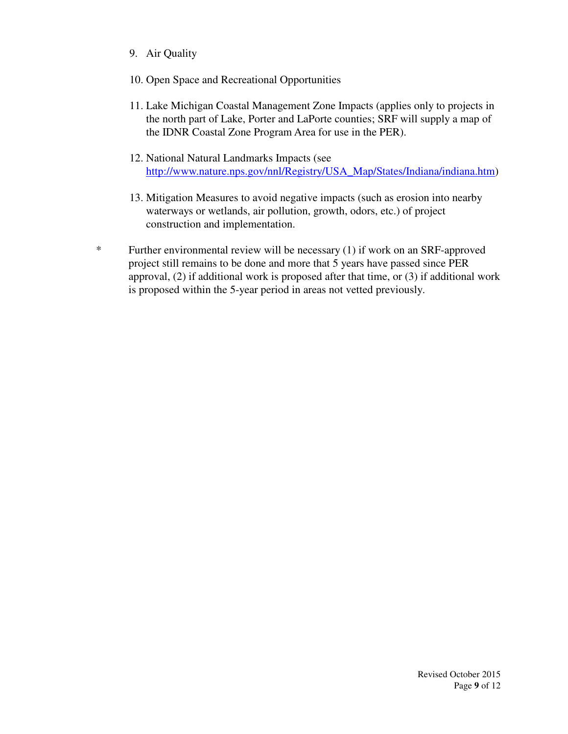9. Air Quality

10. Open Space and Recreational Opportunities

11. Lake Michigan Coastal Management Zone Impacts (applies only to projects in the north part of Lake, Porter and LaPorte counties; SRF will supply a map of the IDNR Coastal Zone Program Area for use in the PER).

12. National Natural Landmarks Impacts (see [http://www.nature.nps.gov/nnl/Registry/USA_Map/States/Indiana/indiana.htm](http://www.nature.nps.gov/nnl/Registry/USA_Map/States/Indiana/indiana.htm))

13. Mitigation Measures to avoid negative impacts (such as erosion into nearby waterways or wetlands, air pollution, growth, odors, etc.) of project construction and implementation.

\* Further environmental review will be necessary (1) if work on an SRF-approved project still remains to be done and more that 5 years have passed since PER approval, (2) if additional work is proposed after that time, or (3) if additional work is proposed within the 5-year period in areas not vetted previously.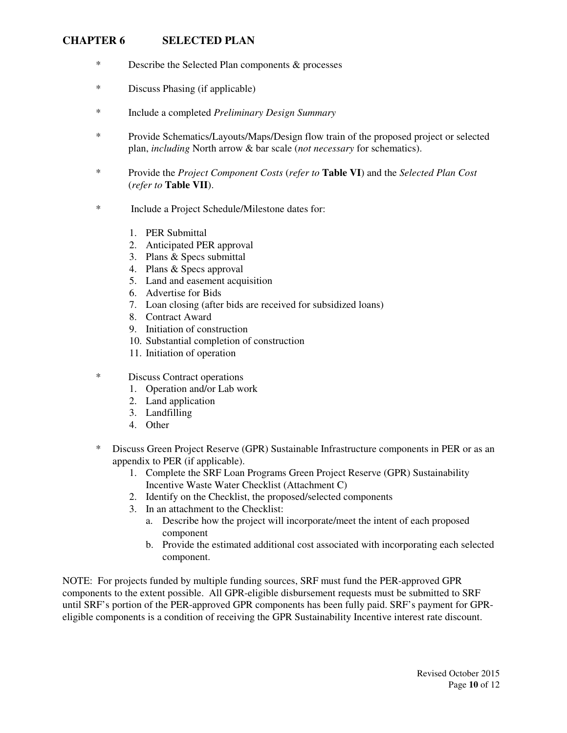## CHAPTER 6 SELECTED PLAN

* Describe the Selected Plan components & processes

* Discuss Phasing (if applicable)

* Include a completed *Preliminary Design Summary*

* Provide Schematics/Layouts/Maps/Design flow train of the proposed project or selected plan, *including* North arrow & bar scale (*not necessary* for schematics).

* Provide the *Project Component Costs* (*refer to* **Table VI**) and the *Selected Plan Cost* (*refer to* **Table VII**).

* Include a Project Schedule/Milestone dates for:

    1. PER Submittal
    2. Anticipated PER approval
    3. Plans & Specs submittal
    4. Plans & Specs approval
    5. Land and easement acquisition
    6. Advertise for Bids
    7. Loan closing (after bids are received for subsidized loans)
    8. Contract Award
    9. Initiation of construction
    10. Substantial completion of construction
    11. Initiation of operation

* Discuss Contract operations
    1. Operation and/or Lab work
    2. Land application
    3. Landfilling
    4. Other

* Discuss Green Project Reserve (GPR) Sustainable Infrastructure components in PER or as an appendix to PER (if applicable).
    1. Complete the SRF Loan Programs Green Project Reserve (GPR) Sustainability Incentive Waste Water Checklist (Attachment C)
    2. Identify on the Checklist, the proposed/selected components
    3. In an attachment to the Checklist:
        a. Describe how the project will incorporate/meet the intent of each proposed component
        b. Provide the estimated additional cost associated with incorporating each selected component.

NOTE: For projects funded by multiple funding sources, SRF must fund the PER-approved GPR components to the extent possible. All GPR-eligible disbursement requests must be submitted to SRF until SRF's portion of the PER-approved GPR components has been fully paid. SRF's payment for GPR-eligible components is a condition of receiving the GPR Sustainability Incentive interest rate discount.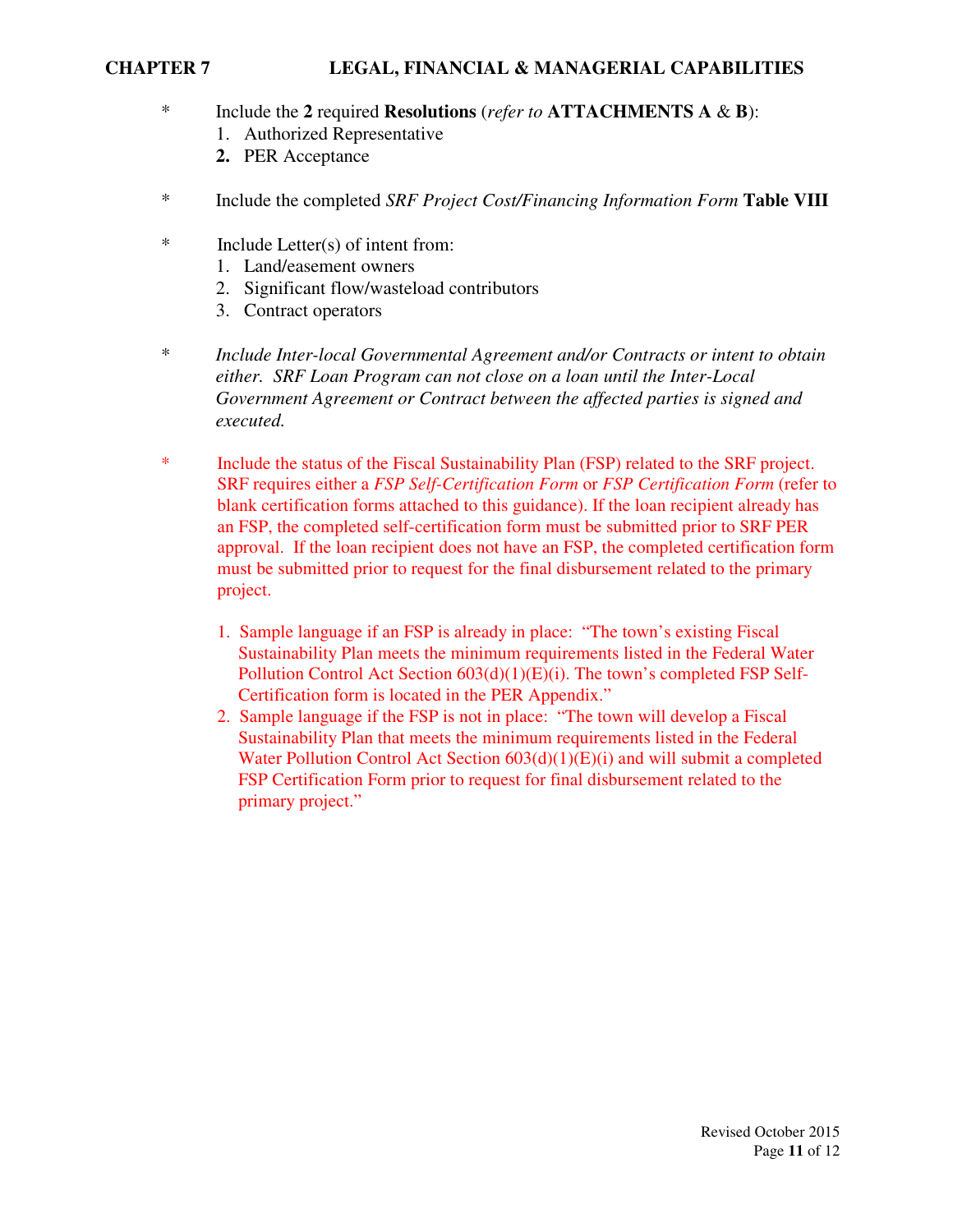* Include the **2** required **Resolutions** (*refer to* **ATTACHMENTS A** & **B**):
  1. Authorized Representative
  2. PER Acceptance

* Include the completed *SRF Project Cost/Financing Information Form* **Table VIII**

* Include Letter(s) of intent from:
  1. Land/easement owners
  2. Significant flow/wasteload contributors
  3. Contract operators

* *Include Inter-local Governmental Agreement and/or Contracts or intent to obtain either. SRF Loan Program can not close on a loan until the Inter-Local Government Agreement or Contract between the affected parties is signed and executed.*

* Include the status of the Fiscal Sustainability Plan (FSP) related to the SRF project. SRF requires either a *FSP Self-Certification Form* or *FSP Certification Form* (refer to blank certification forms attached to this guidance). If the loan recipient already has an FSP, the completed self-certification form must be submitted prior to SRF PER approval. If the loan recipient does not have an FSP, the completed certification form must be submitted prior to request for the final disbursement related to the primary project.

  1. Sample language if an FSP is already in place: "The town's existing Fiscal Sustainability Plan meets the minimum requirements listed in the Federal Water Pollution Control Act Section 603(d)(1)(E)(i). The town's completed FSP Self-Certification form is located in the PER Appendix."
  2. Sample language if the FSP is not in place: "The town will develop a Fiscal Sustainability Plan that meets the minimum requirements listed in the Federal Water Pollution Control Act Section 603(d)(1)(E)(i) and will submit a completed FSP Certification Form prior to request for final disbursement related to the primary project."

Revised October 2015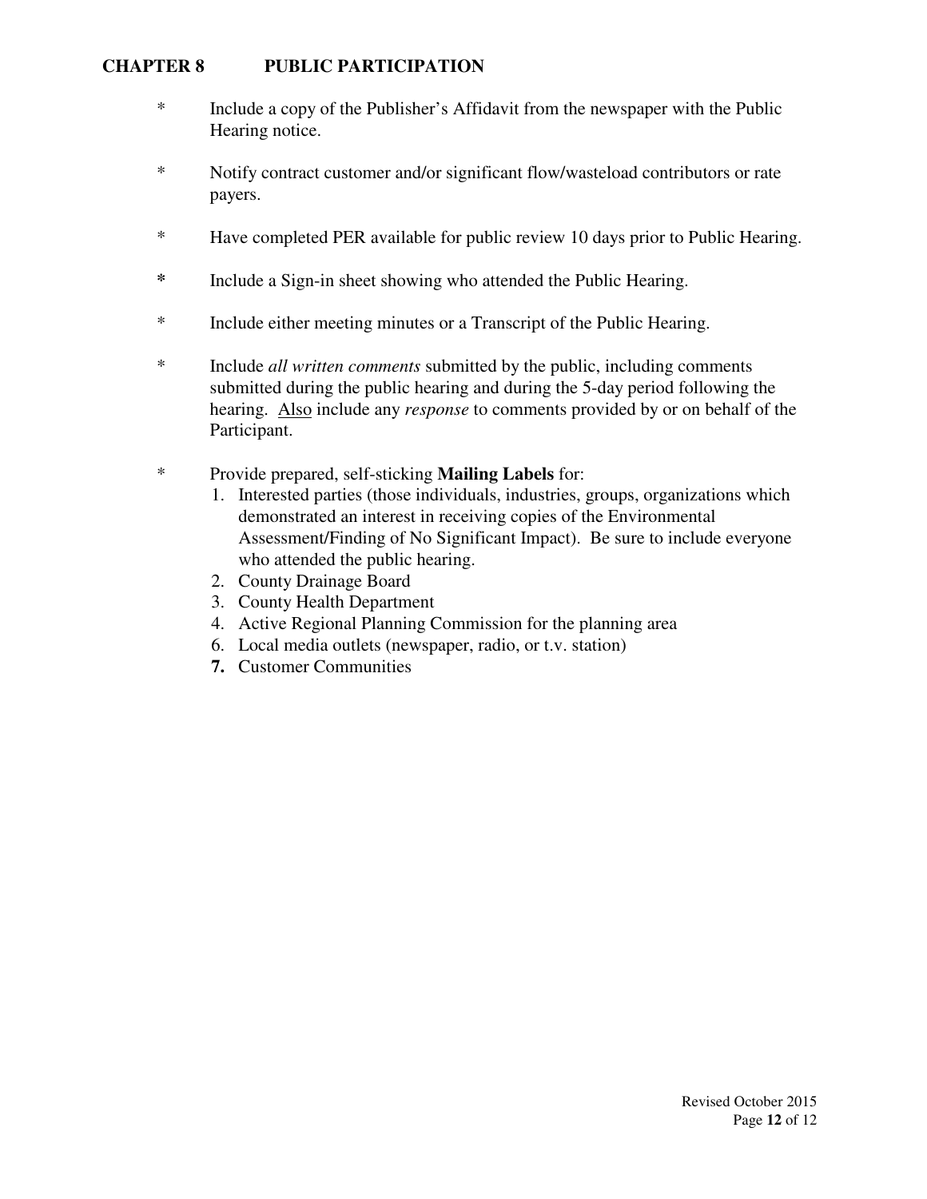## CHAPTER 8 PUBLIC PARTICIPATION

* Include a copy of the Publisher's Affidavit from the newspaper with the Public Hearing notice.

* Notify contract customer and/or significant flow/wasteload contributors or rate payers.

* Have completed PER available for public review 10 days prior to Public Hearing.

**\*** Include a Sign-in sheet showing who attended the Public Hearing.

* Include either meeting minutes or a Transcript of the Public Hearing.

* Include *all written comments* submitted by the public, including comments submitted during the public hearing and during the 5-day period following the hearing. <u>Also</u> include any *response* to comments provided by or on behalf of the Participant.

* Provide prepared, self-sticking **Mailing Labels** for:
  1. Interested parties (those individuals, industries, groups, organizations which demonstrated an interest in receiving copies of the Environmental Assessment/Finding of No Significant Impact). Be sure to include everyone who attended the public hearing.
  2. County Drainage Board
  3. County Health Department
  4. Active Regional Planning Commission for the planning area
  6. Local media outlets (newspaper, radio, or t.v. station)
  **7.** Customer Communities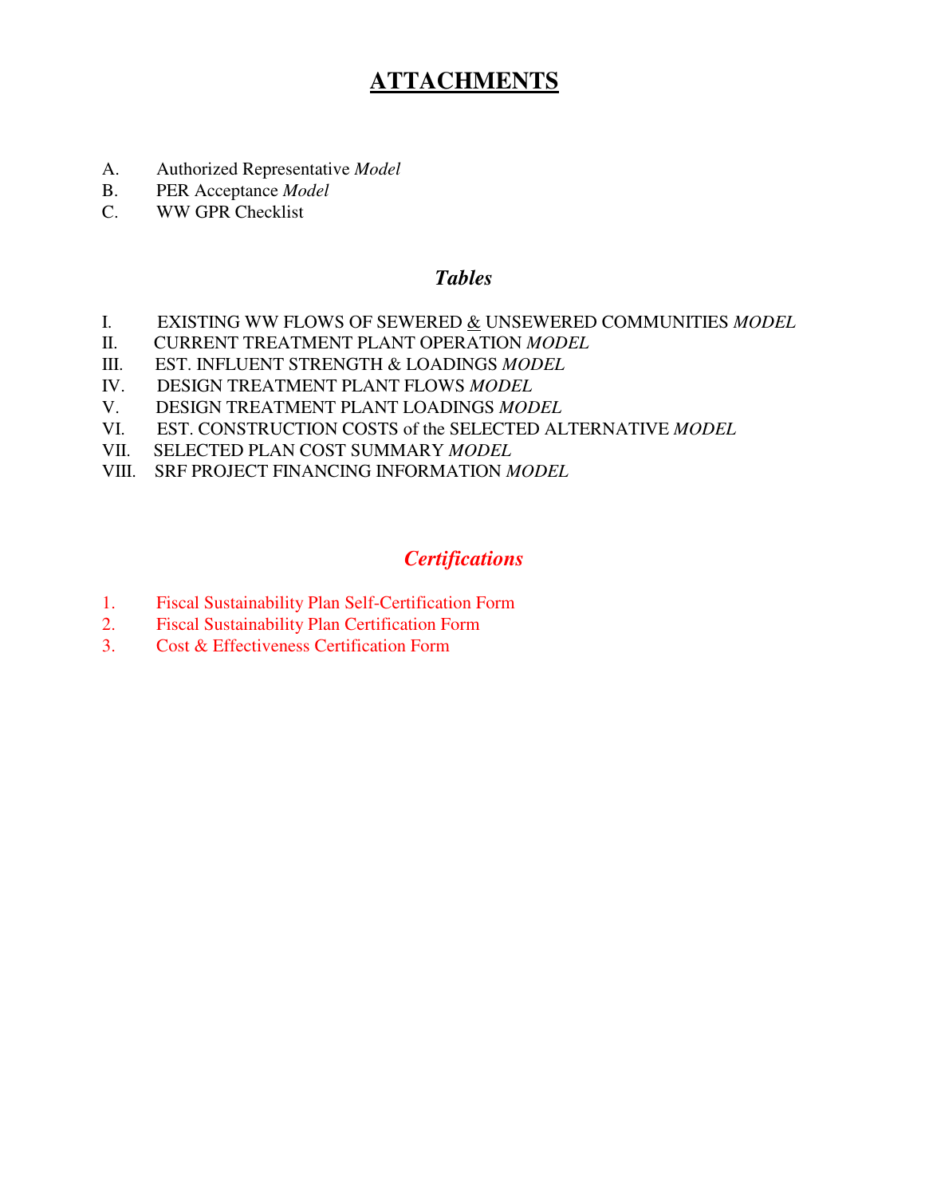# ATTACHMENTS

A. Authorized Representative *Model*
B. PER Acceptance *Model*
C. WW GPR Checklist

## *Tables*

I. EXISTING WW FLOWS OF SEWERED & UNSEWERED COMMUNITIES *MODEL*
II. CURRENT TREATMENT PLANT OPERATION *MODEL*
III. EST. INFLUENT STRENGTH & LOADINGS *MODEL*
IV. DESIGN TREATMENT PLANT FLOWS *MODEL*
V. DESIGN TREATMENT PLANT LOADINGS *MODEL*
VI. EST. CONSTRUCTION COSTS of the SELECTED ALTERNATIVE *MODEL*
VII. SELECTED PLAN COST SUMMARY *MODEL*
VIII. SRF PROJECT FINANCING INFORMATION *MODEL*

## *Certifications*

1. Fiscal Sustainability Plan Self-Certification Form
2. Fiscal Sustainability Plan Certification Form
3. Cost & Effectiveness Certification Form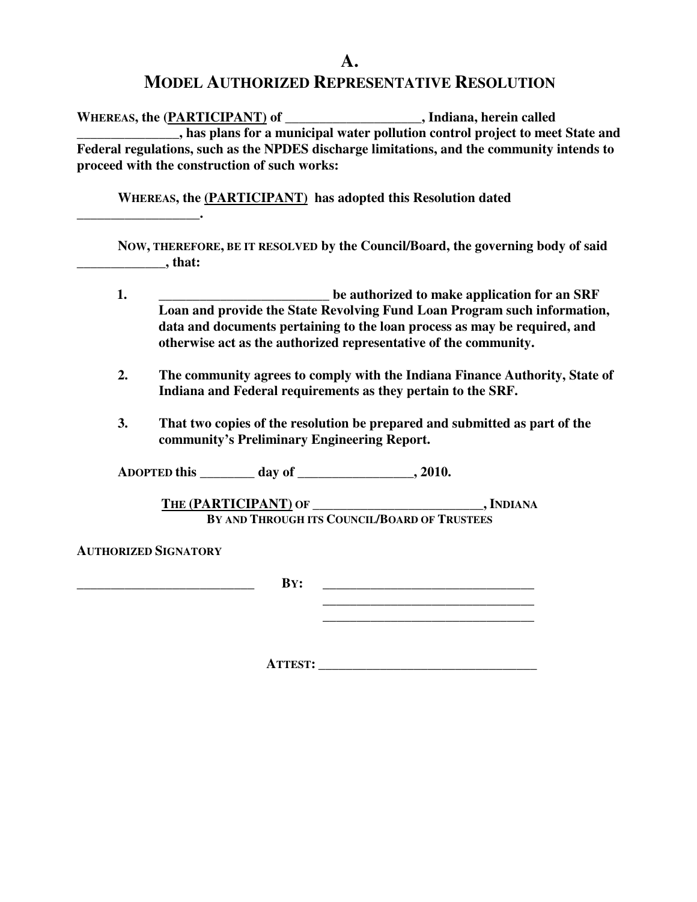# A.

# MODEL AUTHORIZED REPRESENTATIVE RESOLUTION

**WHEREAS, the (PARTICIPANT) of ____________________, Indiana, herein called _______________, has plans for a municipal water pollution control project to meet State and Federal regulations, such as the NPDES discharge limitations, and the community intends to proceed with the construction of such works:**

**WHEREAS, the (PARTICIPANT) has adopted this Resolution dated __________________.**

**NOW, THEREFORE, BE IT RESOLVED by the Council/Board, the governing body of said _____________, that:**

1. **_________________________ be authorized to make application for an SRF Loan and provide the State Revolving Fund Loan Program such information, data and documents pertaining to the loan process as may be required, and otherwise act as the authorized representative of the community.**

2. **The community agrees to comply with the Indiana Finance Authority, State of Indiana and Federal requirements as they pertain to the SRF.**

3. **That two copies of the resolution be prepared and submitted as part of the community's Preliminary Engineering Report.**

**ADOPTED this ________ day of _________________, 2010.**

**THE (PARTICIPANT) OF __________________________, INDIANA**
**BY AND THROUGH ITS COUNCIL/BOARD OF TRUSTEES**

**AUTHORIZED SIGNATORY**

**___________________________ BY: _________________________________**
**_________________________________**
**_________________________________**

**ATTEST: __________________________________**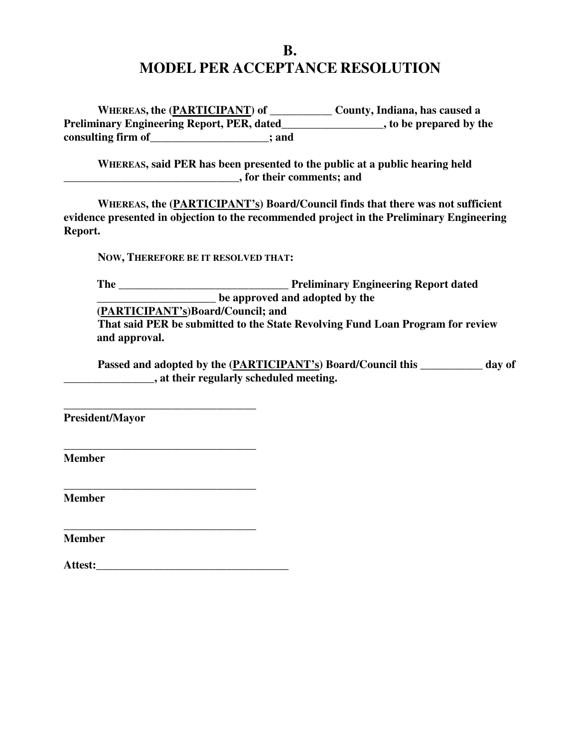# B.
# MODEL PER ACCEPTANCE RESOLUTION

**WHEREAS, the (PARTICIPANT) of ___________ County, Indiana, has caused a Preliminary Engineering Report, PER, dated__________________, to be prepared by the consulting firm of_____________________; and**

**WHEREAS, said PER has been presented to the public at a public hearing held _______________________________, for their comments; and**

**WHEREAS, the (PARTICIPANT's) Board/Council finds that there was not sufficient evidence presented in objection to the recommended project in the Preliminary Engineering Report.**

**NOW, THEREFORE BE IT RESOLVED THAT:**

**The _______________________________ Preliminary Engineering Report dated _____________________ be approved and adopted by the (PARTICIPANT's)Board/Council; and**
**That said PER be submitted to the State Revolving Fund Loan Program for review and approval.**

**Passed and adopted by the (PARTICIPANT's) Board/Council this ___________ day of ________________, at their regularly scheduled meeting.**

___________________________________
**President/Mayor**

___________________________________
**Member**

___________________________________
**Member**

___________________________________
**Member**

**Attest:___________________________________**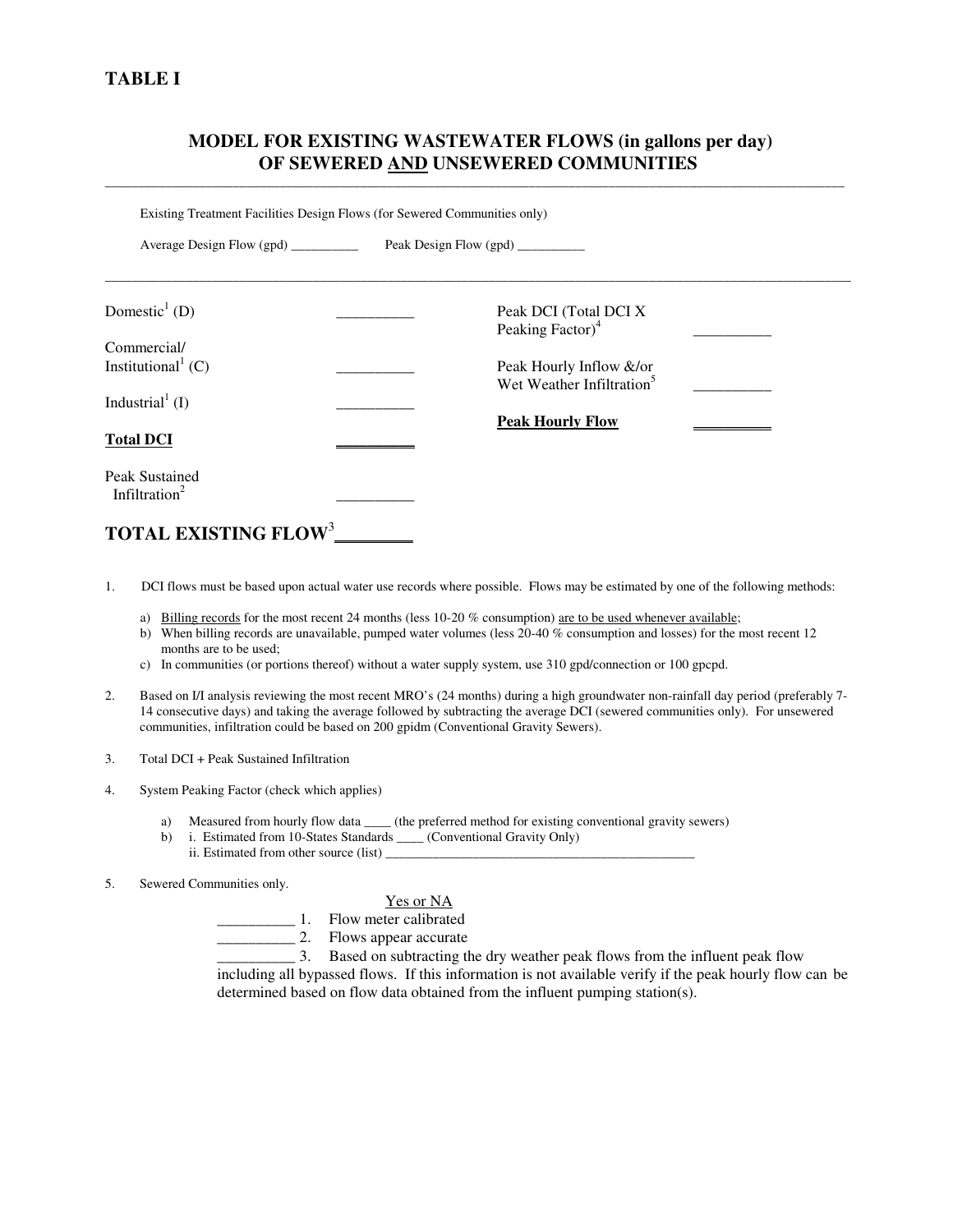# TABLE I

## MODEL FOR EXISTING WASTEWATER FLOWS (in gallons per day) OF SEWERED AND UNSEWERED COMMUNITIES

Existing Treatment Facilities Design Flows (for Sewered Communities only)

Average Design Flow (gpd) __________ Peak Design Flow (gpd) __________

| | | | |
|---|---|---|---|
| Domestic[1] (D) | __________ | Peak DCI (Total DCI X Peaking Factor)[4] | __________ |
| Commercial/ Institutional[1] (C) | __________ | Peak Hourly Inflow &/or Wet Weather Infiltration[5] | __________ |
| Industrial[1] (I) | __________ | **Peak Hourly Flow** | __________ |
| **Total DCI** | __________ | | |
| Peak Sustained Infiltration[2] | __________ | | |

**TOTAL EXISTING FLOW[3]** ________

1. DCI flows must be based upon actual water use records where possible. Flows may be estimated by one of the following methods:
   a) Billing records for the most recent 24 months (less 10-20 % consumption) are to be used whenever available;
   b) When billing records are unavailable, pumped water volumes (less 20-40 % consumption and losses) for the most recent 12 months are to be used;
   c) In communities (or portions thereof) without a water supply system, use 310 gpd/connection or 100 gpcpd.

2. Based on I/I analysis reviewing the most recent MRO's (24 months) during a high groundwater non-rainfall day period (preferably 7-14 consecutive days) and taking the average followed by subtracting the average DCI (sewered communities only). For unsewered communities, infiltration could be based on 200 gpidm (Conventional Gravity Sewers).

3. Total DCI + Peak Sustained Infiltration

4. System Peaking Factor (check which applies)
   a) Measured from hourly flow data ____ (the preferred method for existing conventional gravity sewers)
   b) i. Estimated from 10-States Standards ____ (Conventional Gravity Only)
      ii. Estimated from other source (list) ________________________________________________

5. Sewered Communities only.

   Yes or NA

   __________ 1. Flow meter calibrated
   __________ 2. Flows appear accurate
   __________ 3. Based on subtracting the dry weather peak flows from the influent peak flow including all bypassed flows. If this information is not available verify if the peak hourly flow can be determined based on flow data obtained from the influent pumping station(s).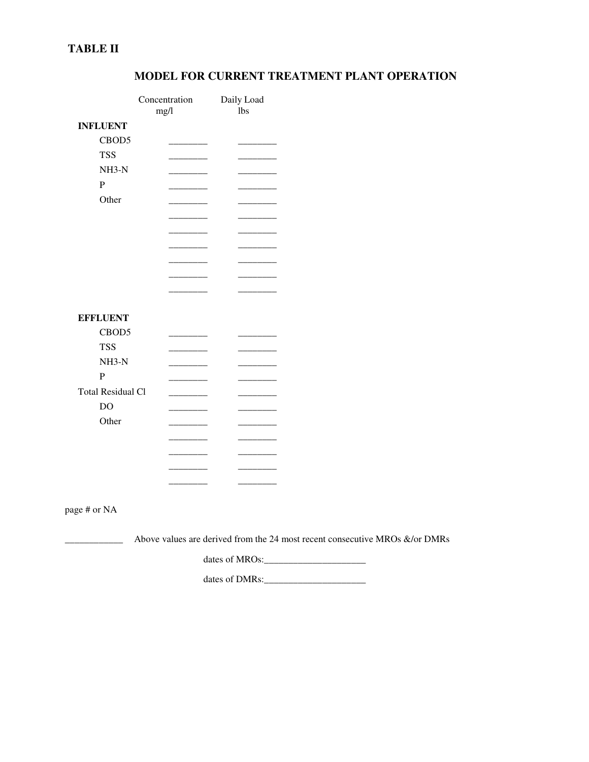**TABLE II**

## MODEL FOR CURRENT TREATMENT PLANT OPERATION

| | Concentration mg/l | Daily Load lbs |
|---|---|---|
| **INFLUENT** | | |
| CBOD5 | ________ | ________ |
| TSS | ________ | ________ |
| NH3-N | ________ | ________ |
| P | ________ | ________ |
| Other | ________ | ________ |
| | ________ | ________ |
| | ________ | ________ |
| | ________ | ________ |
| | ________ | ________ |
| | ________ | ________ |
| | ________ | ________ |
| **EFFLUENT** | | |
| CBOD5 | ________ | ________ |
| TSS | ________ | ________ |
| NH3-N | ________ | ________ |
| P | ________ | ________ |
| Total Residual Cl | ________ | ________ |
| DO | ________ | ________ |
| Other | ________ | ________ |
| | ________ | ________ |
| | ________ | ________ |
| | ________ | ________ |
| | ________ | ________ |

page # or NA

____________ Above values are derived from the 24 most recent consecutive MROs &/or DMRs

dates of MROs:______________________

dates of DMRs:______________________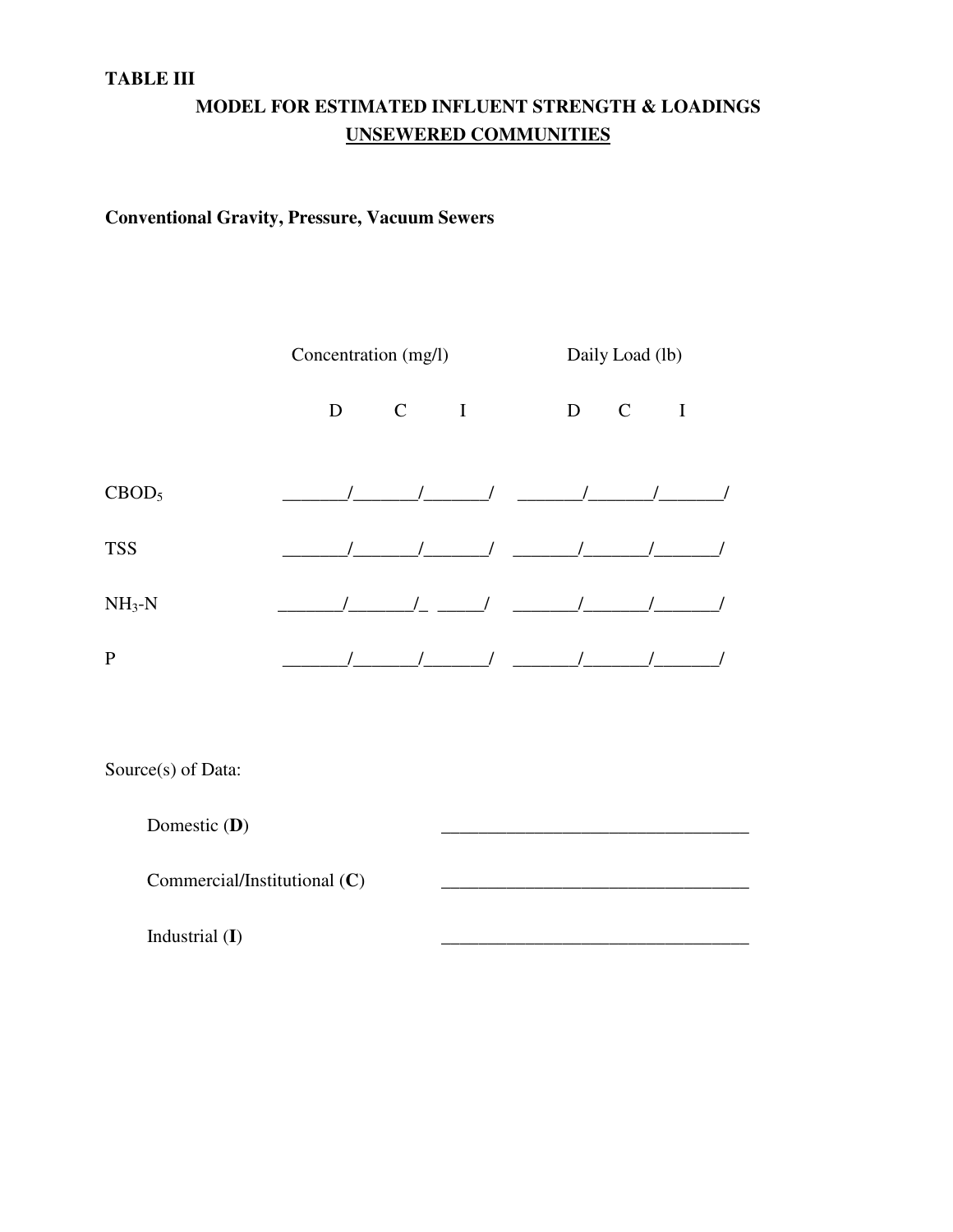**TABLE III**

## MODEL FOR ESTIMATED INFLUENT STRENGTH & LOADINGS
## <u>UNSEWERED COMMUNITIES</u>

**Conventional Gravity, Pressure, Vacuum Sewers**

| | Concentration (mg/l) | | | Daily Load (lb) | | |
|---|---|---|---|---|---|---|
| | D | C | I | D | C | I |
| $CBOD_5$ | _______/ | _______/ | _______/ | _______/ | _______/ | _______/ |
| TSS | _______/ | _______/ | _______/ | _______/ | _______/ | _______/ |
| $NH_3$-N | _______/ | _______/ | _______/ | _______/ | _______/ | _______/ |
| P | _______/ | _______/ | _______/ | _______/ | _______/ | _______/ |

Source(s) of Data:

Domestic (**D**) _________________________________

Commercial/Institutional (**C**) _________________________________

Industrial (**I**) _________________________________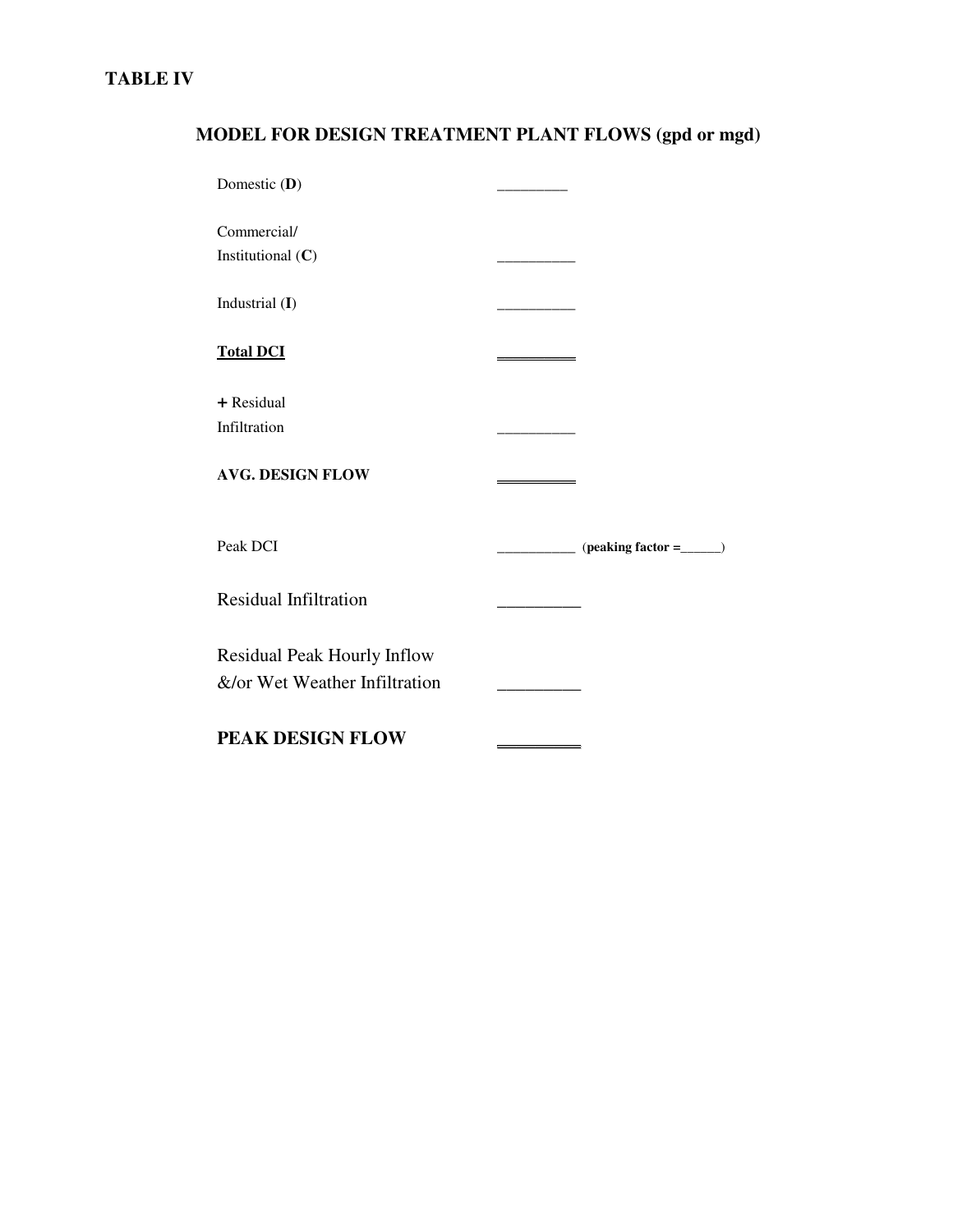**TABLE IV**

## MODEL FOR DESIGN TREATMENT PLANT FLOWS (gpd or mgd)

| | |
|---|---|
| Domestic (**D**) | _________ |
| Commercial/ Institutional (**C**) | __________ |
| Industrial (**I**) | __________ |
| **Total DCI** | __________ |
| **+** Residual Infiltration | __________ |
| **AVG. DESIGN FLOW** | __________ |
| Peak DCI | ___________ (**peaking factor =______**) |
| Residual Infiltration | _________ |
| Residual Peak Hourly Inflow &/or Wet Weather Infiltration | _________ |
| **PEAK DESIGN FLOW** | __________ |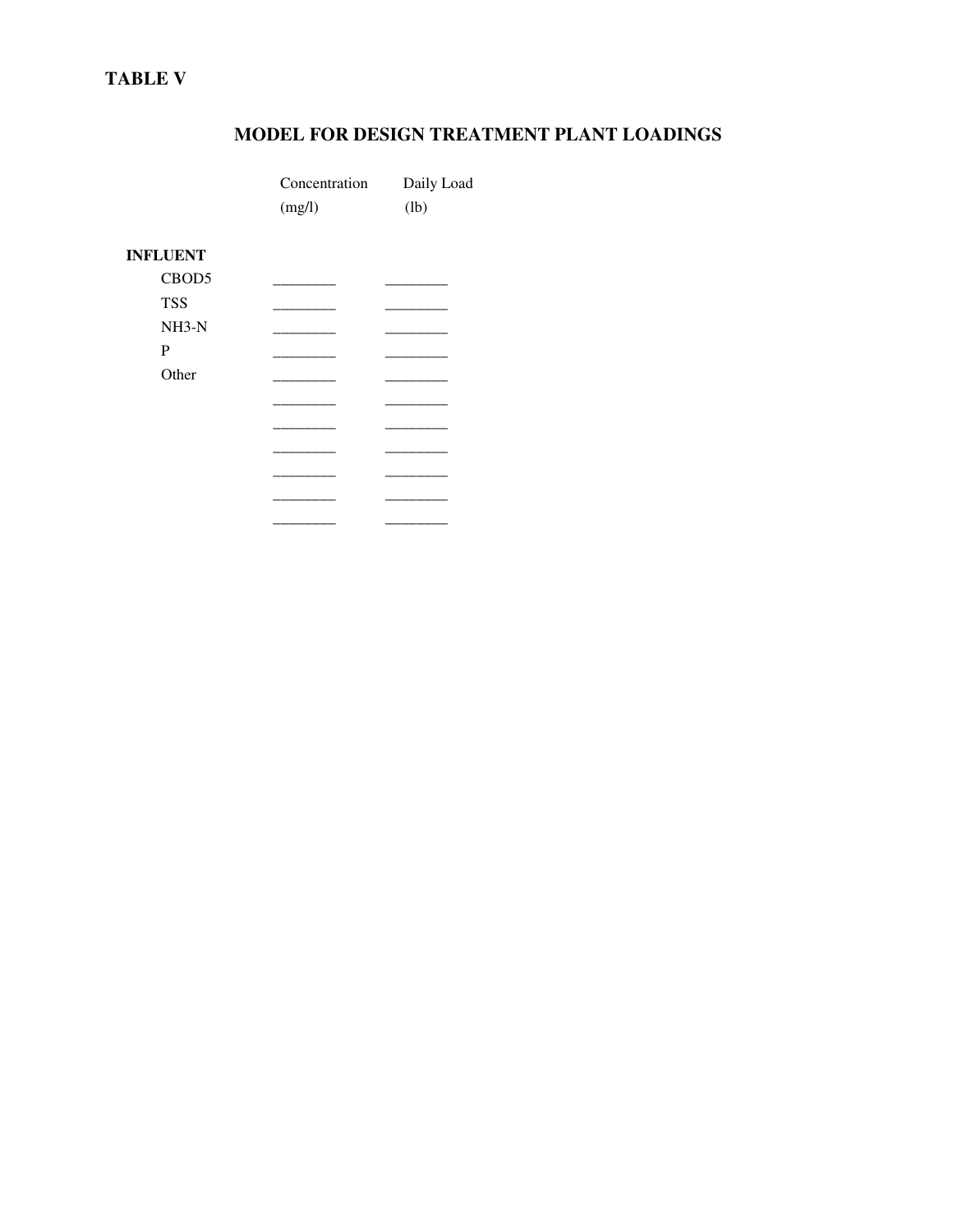**TABLE V**

## MODEL FOR DESIGN TREATMENT PLANT LOADINGS

| | Concentration (mg/l) | Daily Load (lb) |
|---|---|---|
| **INFLUENT** | | |
| CBOD5 | ________ | ________ |
| TSS | ________ | ________ |
| NH3-N | ________ | ________ |
| P | ________ | ________ |
| Other | ________ | ________ |
| | ________ | ________ |
| | ________ | ________ |
| | ________ | ________ |
| | ________ | ________ |
| | ________ | ________ |
| | ________ | ________ |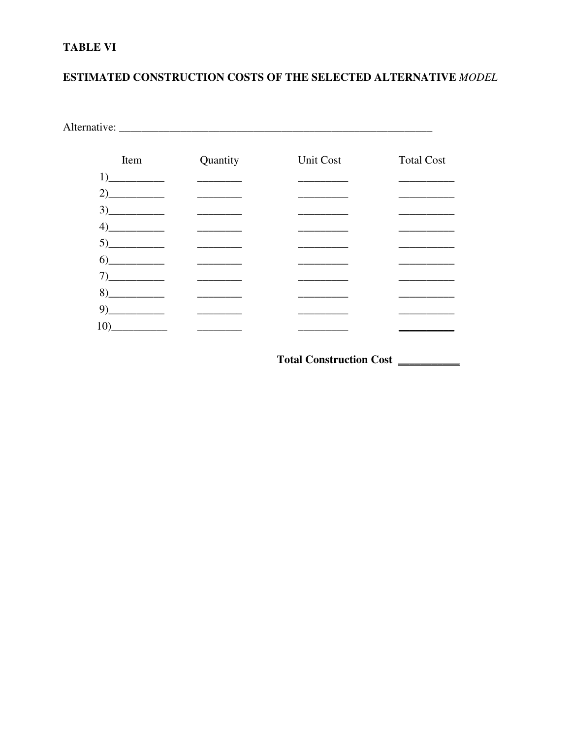**TABLE VI**

**ESTIMATED CONSTRUCTION COSTS OF THE SELECTED ALTERNATIVE** ***MODEL***

Alternative: ____________________________________________________________

| Item | Quantity | Unit Cost | Total Cost |
|---|---|---|---|
| 1)__________ | ________ | _________ | __________ |
| 2)__________ | ________ | _________ | __________ |
| 3)__________ | ________ | _________ | __________ |
| 4)__________ | ________ | _________ | __________ |
| 5)__________ | ________ | _________ | __________ |
| 6)__________ | ________ | _________ | __________ |
| 7)__________ | ________ | _________ | __________ |
| 8)__________ | ________ | _________ | __________ |
| 9)__________ | ________ | _________ | __________ |
| 10)__________ | ________ | _________ | __________ |

**Total Construction Cost** ___________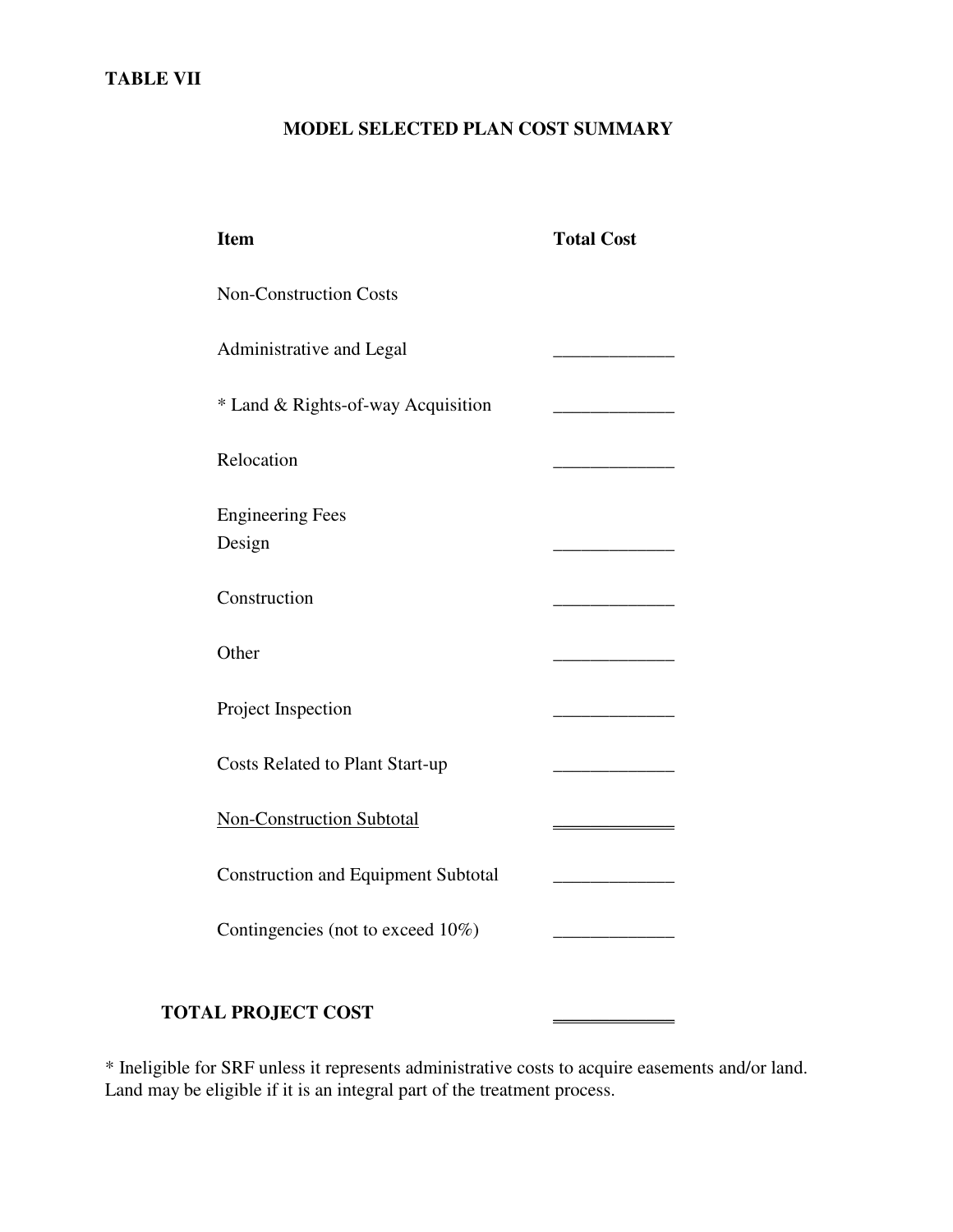**TABLE VII**

## MODEL SELECTED PLAN COST SUMMARY

| Item | Total Cost |
|---|---|
| Non-Construction Costs | |
| Administrative and Legal | _____________ |
| * Land & Rights-of-way Acquisition | _____________ |
| Relocation | _____________ |
| Engineering Fees<br>Design | _____________ |
| Construction | _____________ |
| Other | _____________ |
| Project Inspection | _____________ |
| Costs Related to Plant Start-up | _____________ |
| <u>Non-Construction Subtotal</u> | _____________ |
| Construction and Equipment Subtotal | _____________ |
| Contingencies (not to exceed 10%) | _____________ |
| **TOTAL PROJECT COST** | _____________ |

* Ineligible for SRF unless it represents administrative costs to acquire easements and/or land. Land may be eligible if it is an integral part of the treatment process.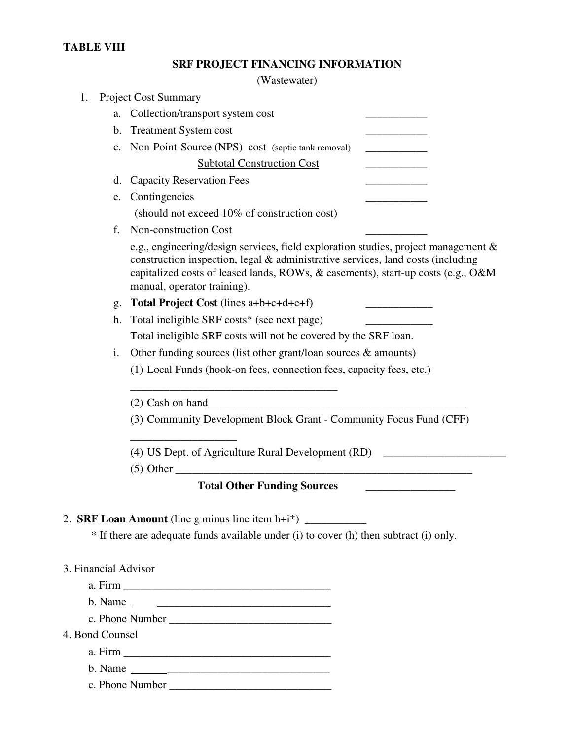**TABLE VIII**

## SRF PROJECT FINANCING INFORMATION

(Wastewater)

1. Project Cost Summary
   a. Collection/transport system cost ___________
   b. Treatment System cost ___________
   c. Non-Point-Source (NPS) cost (septic tank removal) ___________
   Subtotal Construction Cost ___________
   d. Capacity Reservation Fees ___________
   e. Contingencies ___________
   (should not exceed 10% of construction cost)
   f. Non-construction Cost ___________
   e.g., engineering/design services, field exploration studies, project management & construction inspection, legal & administrative services, land costs (including capitalized costs of leased lands, ROWs, & easements), start-up costs (e.g., O&M manual, operator training).
   g. **Total Project Cost** (lines a+b+c+d+e+f) ____________
   h. Total ineligible SRF costs* (see next page) ____________
   Total ineligible SRF costs will not be covered by the SRF loan.
   i. Other funding sources (list other grant/loan sources & amounts)
   (1) Local Funds (hook-on fees, connection fees, capacity fees, etc.) _____________________________________
   (2) Cash on hand_______________________________________________
   (3) Community Development Block Grant - Community Focus Fund (CFF) __________________
   (4) US Dept. of Agriculture Rural Development (RD) ______________________
   (5) Other _______________________________________________________
   **Total Other Funding Sources** ________________

2. **SRF Loan Amount** (line g minus line item h+i*) ___________
   \* If there are adequate funds available under (i) to cover (h) then subtract (i) only.

3. Financial Advisor
   a. Firm ______________________________________
   b. Name ______________________________________
   c. Phone Number ______________________________

4. Bond Counsel
   a. Firm ______________________________________
   b. Name ______________________________________
   c. Phone Number ______________________________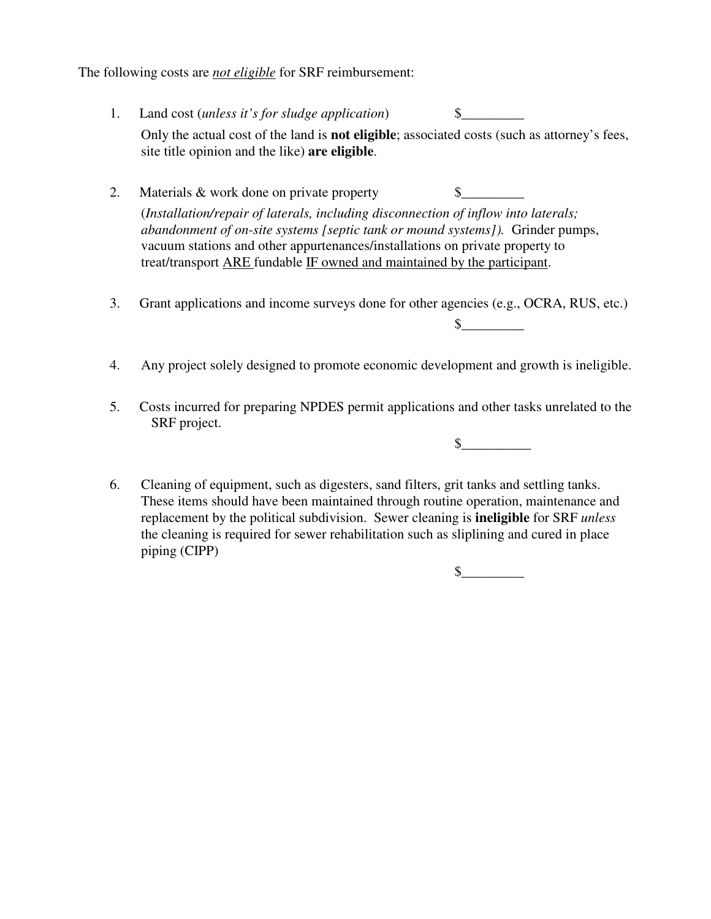The following costs are *not eligible* for SRF reimbursement:

1. Land cost (*unless it's for sludge application*) $_________

   Only the actual cost of the land is **not eligible**; associated costs (such as attorney's fees, site title opinion and the like) **are eligible**.

2. Materials & work done on private property $_________

   (*Installation/repair of laterals, including disconnection of inflow into laterals; abandonment of on-site systems [septic tank or mound systems]).* Grinder pumps, vacuum stations and other appurtenances/installations on private property to treat/transport <u>ARE</u> fundable <u>IF owned and maintained by the participant</u>.

3. Grant applications and income surveys done for other agencies (e.g., OCRA, RUS, etc.)

   $_________

4. Any project solely designed to promote economic development and growth is ineligible.

5. Costs incurred for preparing NPDES permit applications and other tasks unrelated to the SRF project.

   $__________

6. Cleaning of equipment, such as digesters, sand filters, grit tanks and settling tanks. These items should have been maintained through routine operation, maintenance and replacement by the political subdivision. Sewer cleaning is **ineligible** for SRF *unless* the cleaning is required for sewer rehabilitation such as sliplining and cured in place piping (CIPP)

   $_________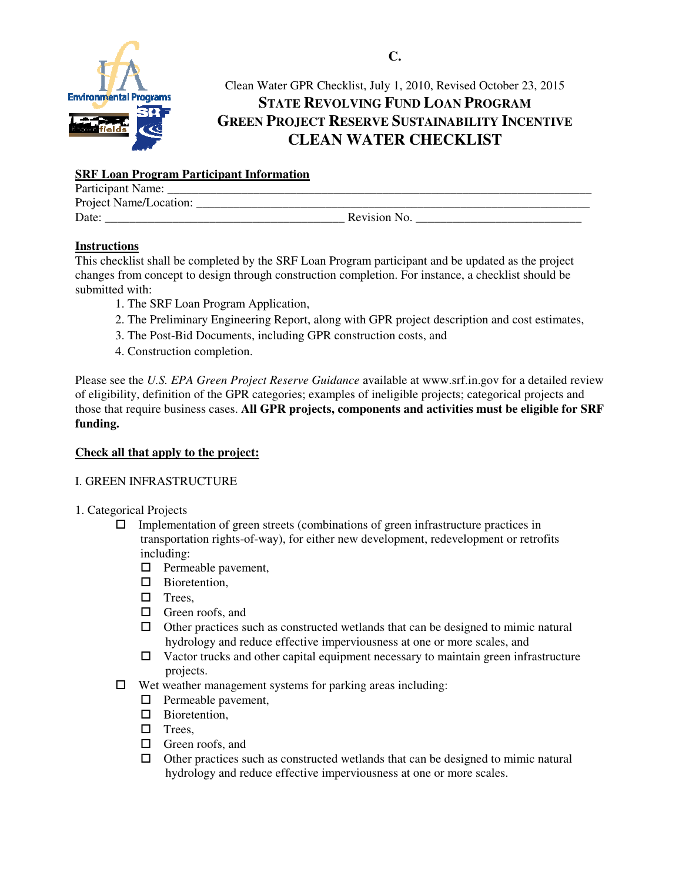**C.**

Clean Water GPR Checklist, July 1, 2010, Revised October 23, 2015

# STATE REVOLVING FUND LOAN PROGRAM
# GREEN PROJECT RESERVE SUSTAINABILITY INCENTIVE
# CLEAN WATER CHECKLIST

**SRF Loan Program Participant Information**

Participant Name: ______________________________________________________________

Project Name/Location: __________________________________________________________

Date: ____________________________________ Revision No. _________________________

**Instructions**

This checklist shall be completed by the SRF Loan Program participant and be updated as the project changes from concept to design through construction completion. For instance, a checklist should be submitted with:

1. The SRF Loan Program Application,
2. The Preliminary Engineering Report, along with GPR project description and cost estimates,
3. The Post-Bid Documents, including GPR construction costs, and
4. Construction completion.

Please see the *U.S. EPA Green Project Reserve Guidance* available at www.srf.in.gov for a detailed review of eligibility, definition of the GPR categories; examples of ineligible projects; categorical projects and those that require business cases. **All GPR projects, components and activities must be eligible for SRF funding.**

**Check all that apply to the project:**

I. GREEN INFRASTRUCTURE

1. Categorical Projects
   - ☐ Implementation of green streets (combinations of green infrastructure practices in transportation rights-of-way), for either new development, redevelopment or retrofits including:
     - ☐ Permeable pavement,
     - ☐ Bioretention,
     - ☐ Trees,
     - ☐ Green roofs, and
     - ☐ Other practices such as constructed wetlands that can be designed to mimic natural hydrology and reduce effective imperviousness at one or more scales, and
     - ☐ Vactor trucks and other capital equipment necessary to maintain green infrastructure projects.
   - ☐ Wet weather management systems for parking areas including:
     - ☐ Permeable pavement,
     - ☐ Bioretention,
     - ☐ Trees,
     - ☐ Green roofs, and
     - ☐ Other practices such as constructed wetlands that can be designed to mimic natural hydrology and reduce effective imperviousness at one or more scales.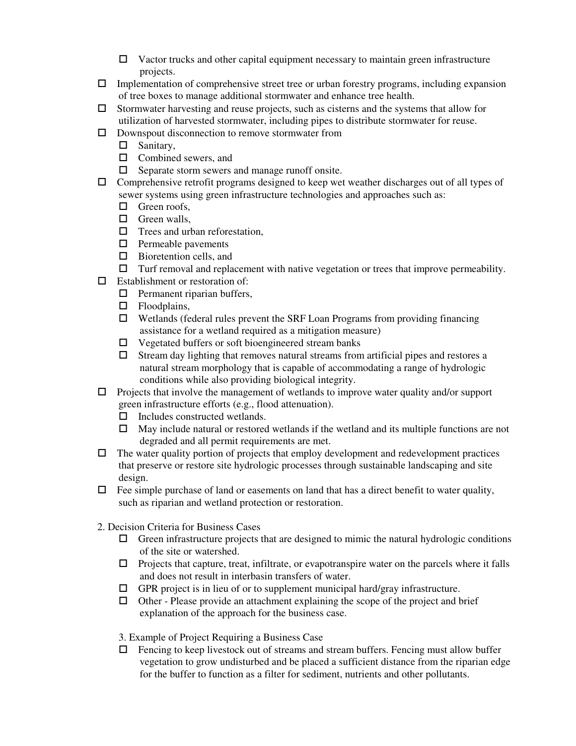- ☐ Vactor trucks and other capital equipment necessary to maintain green infrastructure projects.

- ☐ Implementation of comprehensive street tree or urban forestry programs, including expansion of tree boxes to manage additional stormwater and enhance tree health.
- ☐ Stormwater harvesting and reuse projects, such as cisterns and the systems that allow for utilization of harvested stormwater, including pipes to distribute stormwater for reuse.
- ☐ Downspout disconnection to remove stormwater from
  - ☐ Sanitary,
  - ☐ Combined sewers, and
  - ☐ Separate storm sewers and manage runoff onsite.
- ☐ Comprehensive retrofit programs designed to keep wet weather discharges out of all types of sewer systems using green infrastructure technologies and approaches such as:
  - ☐ Green roofs,
  - ☐ Green walls,
  - ☐ Trees and urban reforestation,
  - ☐ Permeable pavements
  - ☐ Bioretention cells, and
  - ☐ Turf removal and replacement with native vegetation or trees that improve permeability.
- ☐ Establishment or restoration of:
  - ☐ Permanent riparian buffers,
  - ☐ Floodplains,
  - ☐ Wetlands (federal rules prevent the SRF Loan Programs from providing financing assistance for a wetland required as a mitigation measure)
  - ☐ Vegetated buffers or soft bioengineered stream banks
  - ☐ Stream day lighting that removes natural streams from artificial pipes and restores a natural stream morphology that is capable of accommodating a range of hydrologic conditions while also providing biological integrity.
- ☐ Projects that involve the management of wetlands to improve water quality and/or support green infrastructure efforts (e.g., flood attenuation).
  - ☐ Includes constructed wetlands.
  - ☐ May include natural or restored wetlands if the wetland and its multiple functions are not degraded and all permit requirements are met.
- ☐ The water quality portion of projects that employ development and redevelopment practices that preserve or restore site hydrologic processes through sustainable landscaping and site design.
- ☐ Fee simple purchase of land or easements on land that has a direct benefit to water quality, such as riparian and wetland protection or restoration.

2. Decision Criteria for Business Cases

- ☐ Green infrastructure projects that are designed to mimic the natural hydrologic conditions of the site or watershed.
- ☐ Projects that capture, treat, infiltrate, or evapotranspire water on the parcels where it falls and does not result in interbasin transfers of water.
- ☐ GPR project is in lieu of or to supplement municipal hard/gray infrastructure.
- ☐ Other - Please provide an attachment explaining the scope of the project and brief explanation of the approach for the business case.

3. Example of Project Requiring a Business Case

- ☐ Fencing to keep livestock out of streams and stream buffers. Fencing must allow buffer vegetation to grow undisturbed and be placed a sufficient distance from the riparian edge for the buffer to function as a filter for sediment, nutrients and other pollutants.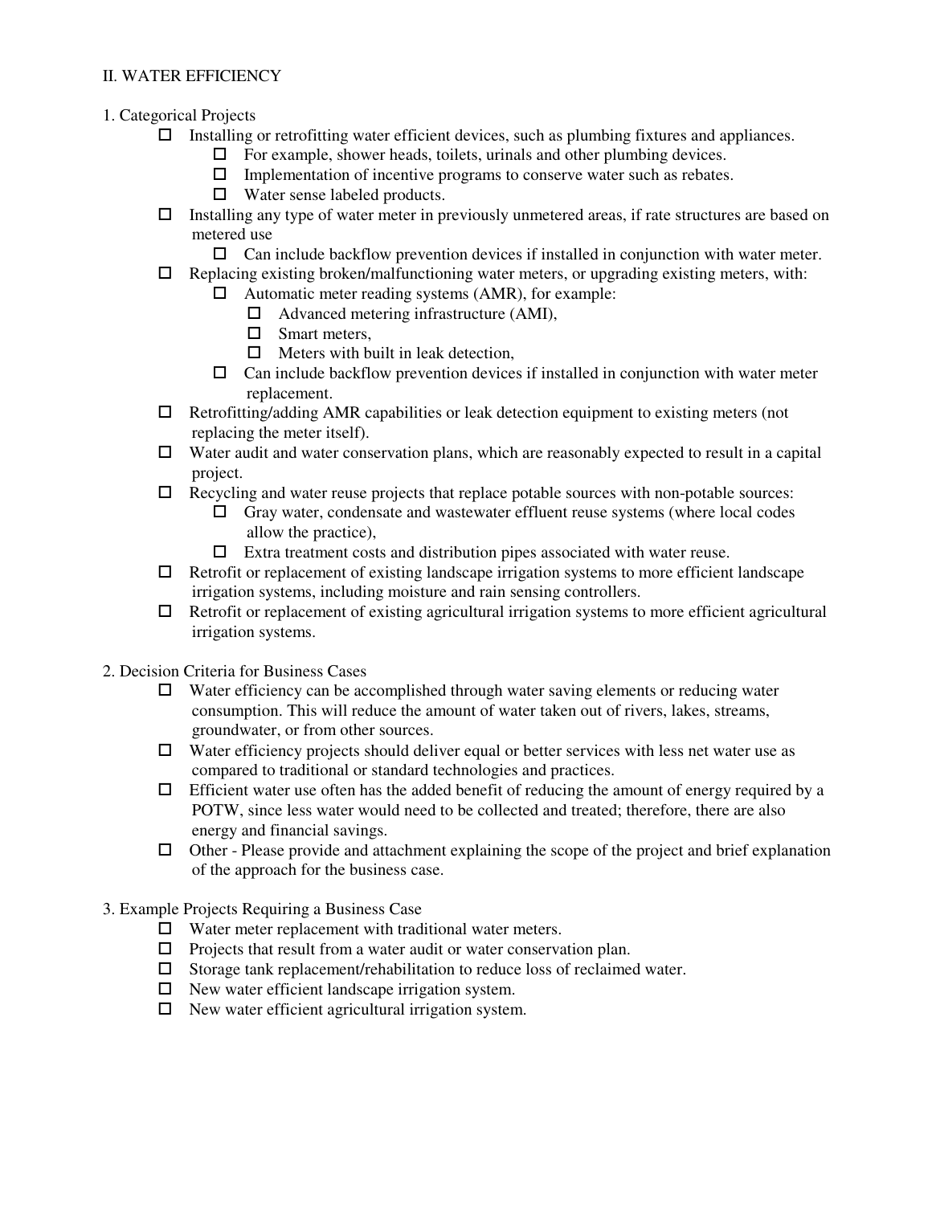## II. WATER EFFICIENCY

1. Categorical Projects
   - ☐ Installing or retrofitting water efficient devices, such as plumbing fixtures and appliances.
     - ☐ For example, shower heads, toilets, urinals and other plumbing devices.
     - ☐ Implementation of incentive programs to conserve water such as rebates.
     - ☐ Water sense labeled products.
   - ☐ Installing any type of water meter in previously unmetered areas, if rate structures are based on metered use
     - ☐ Can include backflow prevention devices if installed in conjunction with water meter.
   - ☐ Replacing existing broken/malfunctioning water meters, or upgrading existing meters, with:
     - ☐ Automatic meter reading systems (AMR), for example:
       - ☐ Advanced metering infrastructure (AMI),
       - ☐ Smart meters,
       - ☐ Meters with built in leak detection,
     - ☐ Can include backflow prevention devices if installed in conjunction with water meter replacement.
   - ☐ Retrofitting/adding AMR capabilities or leak detection equipment to existing meters (not replacing the meter itself).
   - ☐ Water audit and water conservation plans, which are reasonably expected to result in a capital project.
   - ☐ Recycling and water reuse projects that replace potable sources with non-potable sources:
     - ☐ Gray water, condensate and wastewater effluent reuse systems (where local codes allow the practice),
     - ☐ Extra treatment costs and distribution pipes associated with water reuse.
   - ☐ Retrofit or replacement of existing landscape irrigation systems to more efficient landscape irrigation systems, including moisture and rain sensing controllers.
   - ☐ Retrofit or replacement of existing agricultural irrigation systems to more efficient agricultural irrigation systems.

2. Decision Criteria for Business Cases
   - ☐ Water efficiency can be accomplished through water saving elements or reducing water consumption. This will reduce the amount of water taken out of rivers, lakes, streams, groundwater, or from other sources.
   - ☐ Water efficiency projects should deliver equal or better services with less net water use as compared to traditional or standard technologies and practices.
   - ☐ Efficient water use often has the added benefit of reducing the amount of energy required by a POTW, since less water would need to be collected and treated; therefore, there are also energy and financial savings.
   - ☐ Other - Please provide and attachment explaining the scope of the project and brief explanation of the approach for the business case.

3. Example Projects Requiring a Business Case
   - ☐ Water meter replacement with traditional water meters.
   - ☐ Projects that result from a water audit or water conservation plan.
   - ☐ Storage tank replacement/rehabilitation to reduce loss of reclaimed water.
   - ☐ New water efficient landscape irrigation system.
   - ☐ New water efficient agricultural irrigation system.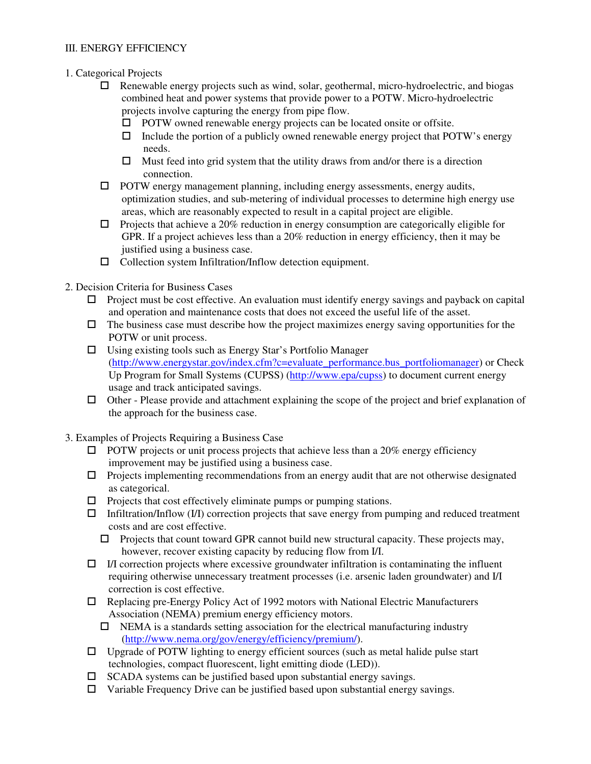## III. ENERGY EFFICIENCY

1. Categorical Projects

- ☐ Renewable energy projects such as wind, solar, geothermal, micro-hydroelectric, and biogas combined heat and power systems that provide power to a POTW. Micro-hydroelectric projects involve capturing the energy from pipe flow.
  - ☐ POTW owned renewable energy projects can be located onsite or offsite.
  - ☐ Include the portion of a publicly owned renewable energy project that POTW's energy needs.
  - ☐ Must feed into grid system that the utility draws from and/or there is a direction connection.
- ☐ POTW energy management planning, including energy assessments, energy audits, optimization studies, and sub-metering of individual processes to determine high energy use areas, which are reasonably expected to result in a capital project are eligible.
- ☐ Projects that achieve a 20% reduction in energy consumption are categorically eligible for GPR. If a project achieves less than a 20% reduction in energy efficiency, then it may be justified using a business case.
- ☐ Collection system Infiltration/Inflow detection equipment.

2. Decision Criteria for Business Cases

- ☐ Project must be cost effective. An evaluation must identify energy savings and payback on capital and operation and maintenance costs that does not exceed the useful life of the asset.
- ☐ The business case must describe how the project maximizes energy saving opportunities for the POTW or unit process.
- ☐ Using existing tools such as Energy Star's Portfolio Manager (http://www.energystar.gov/index.cfm?c=evaluate_performance.bus_portfoliomanager) or Check Up Program for Small Systems (CUPSS) (http://www.epa/cupss) to document current energy usage and track anticipated savings.
- ☐ Other - Please provide and attachment explaining the scope of the project and brief explanation of the approach for the business case.

3. Examples of Projects Requiring a Business Case

- ☐ POTW projects or unit process projects that achieve less than a 20% energy efficiency improvement may be justified using a business case.
- ☐ Projects implementing recommendations from an energy audit that are not otherwise designated as categorical.
- ☐ Projects that cost effectively eliminate pumps or pumping stations.
- ☐ Infiltration/Inflow (I/I) correction projects that save energy from pumping and reduced treatment costs and are cost effective.
  - ☐ Projects that count toward GPR cannot build new structural capacity. These projects may, however, recover existing capacity by reducing flow from I/I.
- ☐ I/I correction projects where excessive groundwater infiltration is contaminating the influent requiring otherwise unnecessary treatment processes (i.e. arsenic laden groundwater) and I/I correction is cost effective.
- ☐ Replacing pre-Energy Policy Act of 1992 motors with National Electric Manufacturers Association (NEMA) premium energy efficiency motors.
  - ☐ NEMA is a standards setting association for the electrical manufacturing industry (http://www.nema.org/gov/energy/efficiency/premium/).
- ☐ Upgrade of POTW lighting to energy efficient sources (such as metal halide pulse start technologies, compact fluorescent, light emitting diode (LED)).
- ☐ SCADA systems can be justified based upon substantial energy savings.
- ☐ Variable Frequency Drive can be justified based upon substantial energy savings.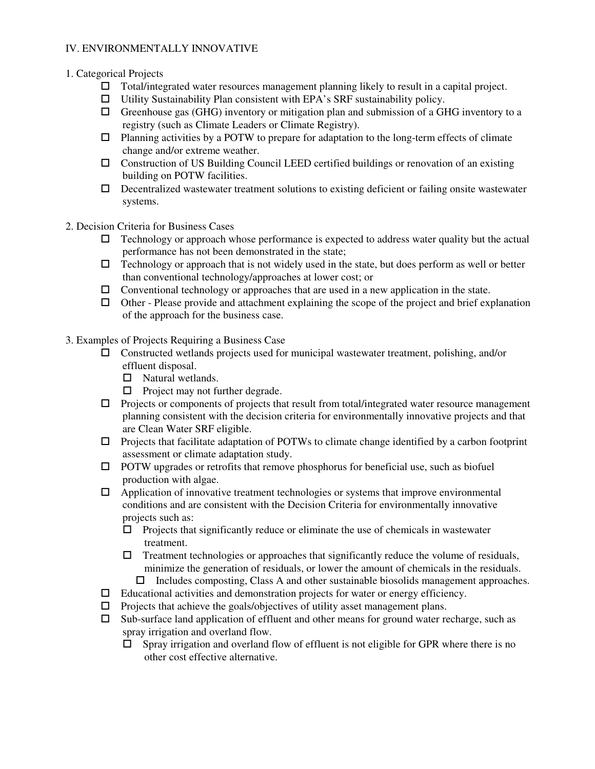IV. ENVIRONMENTALLY INNOVATIVE

1. Categorical Projects
   - ☐ Total/integrated water resources management planning likely to result in a capital project.
   - ☐ Utility Sustainability Plan consistent with EPA's SRF sustainability policy.
   - ☐ Greenhouse gas (GHG) inventory or mitigation plan and submission of a GHG inventory to a registry (such as Climate Leaders or Climate Registry).
   - ☐ Planning activities by a POTW to prepare for adaptation to the long-term effects of climate change and/or extreme weather.
   - ☐ Construction of US Building Council LEED certified buildings or renovation of an existing building on POTW facilities.
   - ☐ Decentralized wastewater treatment solutions to existing deficient or failing onsite wastewater systems.

2. Decision Criteria for Business Cases
   - ☐ Technology or approach whose performance is expected to address water quality but the actual performance has not been demonstrated in the state;
   - ☐ Technology or approach that is not widely used in the state, but does perform as well or better than conventional technology/approaches at lower cost; or
   - ☐ Conventional technology or approaches that are used in a new application in the state.
   - ☐ Other - Please provide and attachment explaining the scope of the project and brief explanation of the approach for the business case.

3. Examples of Projects Requiring a Business Case
   - ☐ Constructed wetlands projects used for municipal wastewater treatment, polishing, and/or effluent disposal.
     - ☐ Natural wetlands.
     - ☐ Project may not further degrade.
   - ☐ Projects or components of projects that result from total/integrated water resource management planning consistent with the decision criteria for environmentally innovative projects and that are Clean Water SRF eligible.
   - ☐ Projects that facilitate adaptation of POTWs to climate change identified by a carbon footprint assessment or climate adaptation study.
   - ☐ POTW upgrades or retrofits that remove phosphorus for beneficial use, such as biofuel production with algae.
   - ☐ Application of innovative treatment technologies or systems that improve environmental conditions and are consistent with the Decision Criteria for environmentally innovative projects such as:
     - ☐ Projects that significantly reduce or eliminate the use of chemicals in wastewater treatment.
     - ☐ Treatment technologies or approaches that significantly reduce the volume of residuals, minimize the generation of residuals, or lower the amount of chemicals in the residuals.
       - ☐ Includes composting, Class A and other sustainable biosolids management approaches.
   - ☐ Educational activities and demonstration projects for water or energy efficiency.
   - ☐ Projects that achieve the goals/objectives of utility asset management plans.
   - ☐ Sub-surface land application of effluent and other means for ground water recharge, such as spray irrigation and overland flow.
     - ☐ Spray irrigation and overland flow of effluent is not eligible for GPR where there is no other cost effective alternative.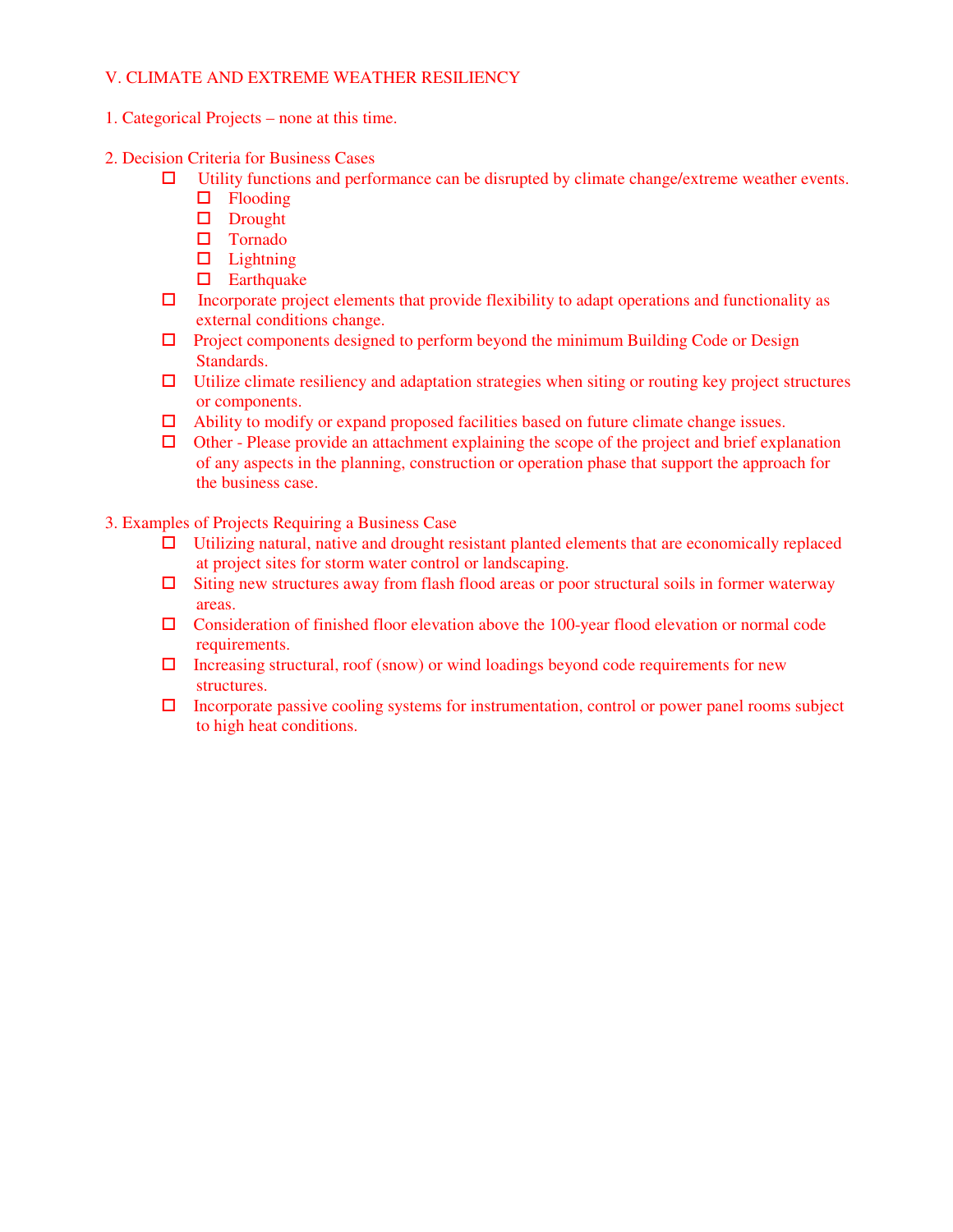## V. CLIMATE AND EXTREME WEATHER RESILIENCY

1. Categorical Projects – none at this time.

2. Decision Criteria for Business Cases
   - ☐ Utility functions and performance can be disrupted by climate change/extreme weather events.
     - ☐ Flooding
     - ☐ Drought
     - ☐ Tornado
     - ☐ Lightning
     - ☐ Earthquake
   - ☐ Incorporate project elements that provide flexibility to adapt operations and functionality as external conditions change.
   - ☐ Project components designed to perform beyond the minimum Building Code or Design Standards.
   - ☐ Utilize climate resiliency and adaptation strategies when siting or routing key project structures or components.
   - ☐ Ability to modify or expand proposed facilities based on future climate change issues.
   - ☐ Other - Please provide an attachment explaining the scope of the project and brief explanation of any aspects in the planning, construction or operation phase that support the approach for the business case.

3. Examples of Projects Requiring a Business Case
   - ☐ Utilizing natural, native and drought resistant planted elements that are economically replaced at project sites for storm water control or landscaping.
   - ☐ Siting new structures away from flash flood areas or poor structural soils in former waterway areas.
   - ☐ Consideration of finished floor elevation above the 100-year flood elevation or normal code requirements.
   - ☐ Increasing structural, roof (snow) or wind loadings beyond code requirements for new structures.
   - ☐ Incorporate passive cooling systems for instrumentation, control or power panel rooms subject to high heat conditions.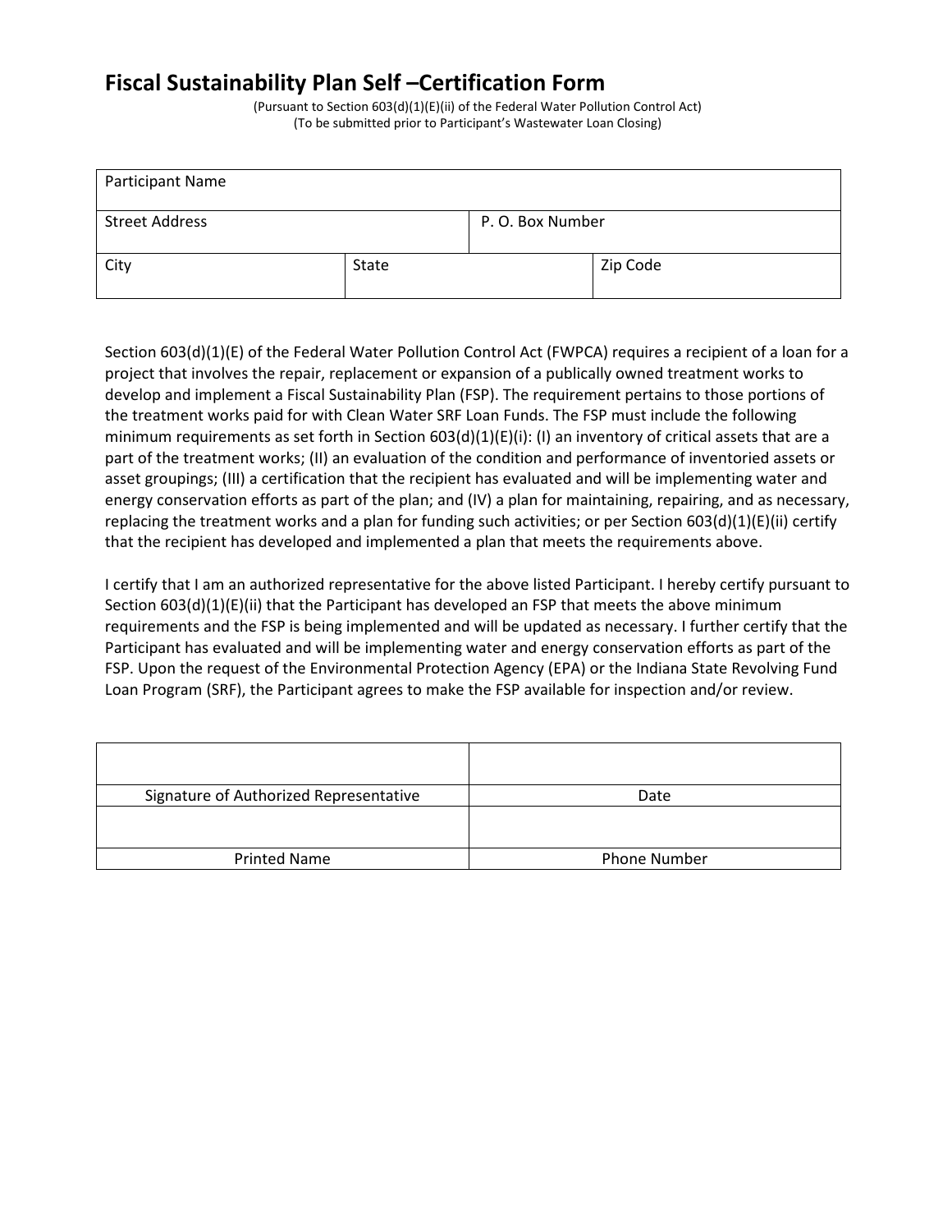# Fiscal Sustainability Plan Self –Certification Form

(Pursuant to Section 603(d)(1)(E)(ii) of the Federal Water Pollution Control Act)
(To be submitted prior to Participant's Wastewater Loan Closing)

| Participant Name | | |
|---|---|---|
| Street Address | | P. O. Box Number |
| City | State | Zip Code |

Section 603(d)(1)(E) of the Federal Water Pollution Control Act (FWPCA) requires a recipient of a loan for a project that involves the repair, replacement or expansion of a publically owned treatment works to develop and implement a Fiscal Sustainability Plan (FSP). The requirement pertains to those portions of the treatment works paid for with Clean Water SRF Loan Funds. The FSP must include the following minimum requirements as set forth in Section 603(d)(1)(E)(i): (I) an inventory of critical assets that are a part of the treatment works; (II) an evaluation of the condition and performance of inventoried assets or asset groupings; (III) a certification that the recipient has evaluated and will be implementing water and energy conservation efforts as part of the plan; and (IV) a plan for maintaining, repairing, and as necessary, replacing the treatment works and a plan for funding such activities; or per Section 603(d)(1)(E)(ii) certify that the recipient has developed and implemented a plan that meets the requirements above.

I certify that I am an authorized representative for the above listed Participant. I hereby certify pursuant to Section 603(d)(1)(E)(ii) that the Participant has developed an FSP that meets the above minimum requirements and the FSP is being implemented and will be updated as necessary. I further certify that the Participant has evaluated and will be implementing water and energy conservation efforts as part of the FSP. Upon the request of the Environmental Protection Agency (EPA) or the Indiana State Revolving Fund Loan Program (SRF), the Participant agrees to make the FSP available for inspection and/or review.

| | |
|---|---|
| | |
| Signature of Authorized Representative | Date |
| | |
| Printed Name | Phone Number |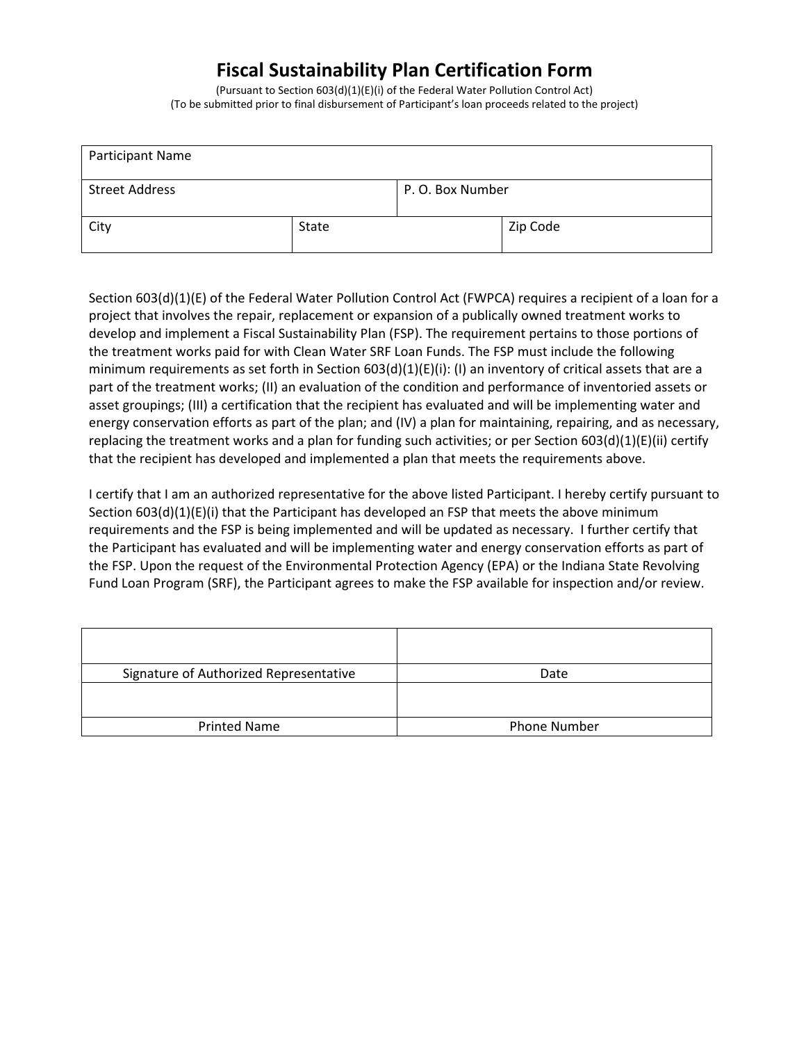# Fiscal Sustainability Plan Certification Form

(Pursuant to Section 603(d)(1)(E)(i) of the Federal Water Pollution Control Act)
(To be submitted prior to final disbursement of Participant's loan proceeds related to the project)

| Participant Name | | |
|---|---|---|
| Street Address | | P. O. Box Number |
| City | State | Zip Code |

Section 603(d)(1)(E) of the Federal Water Pollution Control Act (FWPCA) requires a recipient of a loan for a project that involves the repair, replacement or expansion of a publically owned treatment works to develop and implement a Fiscal Sustainability Plan (FSP). The requirement pertains to those portions of the treatment works paid for with Clean Water SRF Loan Funds. The FSP must include the following minimum requirements as set forth in Section 603(d)(1)(E)(i): (I) an inventory of critical assets that are a part of the treatment works; (II) an evaluation of the condition and performance of inventoried assets or asset groupings; (III) a certification that the recipient has evaluated and will be implementing water and energy conservation efforts as part of the plan; and (IV) a plan for maintaining, repairing, and as necessary, replacing the treatment works and a plan for funding such activities; or per Section 603(d)(1)(E)(ii) certify that the recipient has developed and implemented a plan that meets the requirements above.

I certify that I am an authorized representative for the above listed Participant. I hereby certify pursuant to Section 603(d)(1)(E)(i) that the Participant has developed an FSP that meets the above minimum requirements and the FSP is being implemented and will be updated as necessary. I further certify that the Participant has evaluated and will be implementing water and energy conservation efforts as part of the FSP. Upon the request of the Environmental Protection Agency (EPA) or the Indiana State Revolving Fund Loan Program (SRF), the Participant agrees to make the FSP available for inspection and/or review.

| | |
|---|---|
| Signature of Authorized Representative | Date |
| | |
| Printed Name | Phone Number |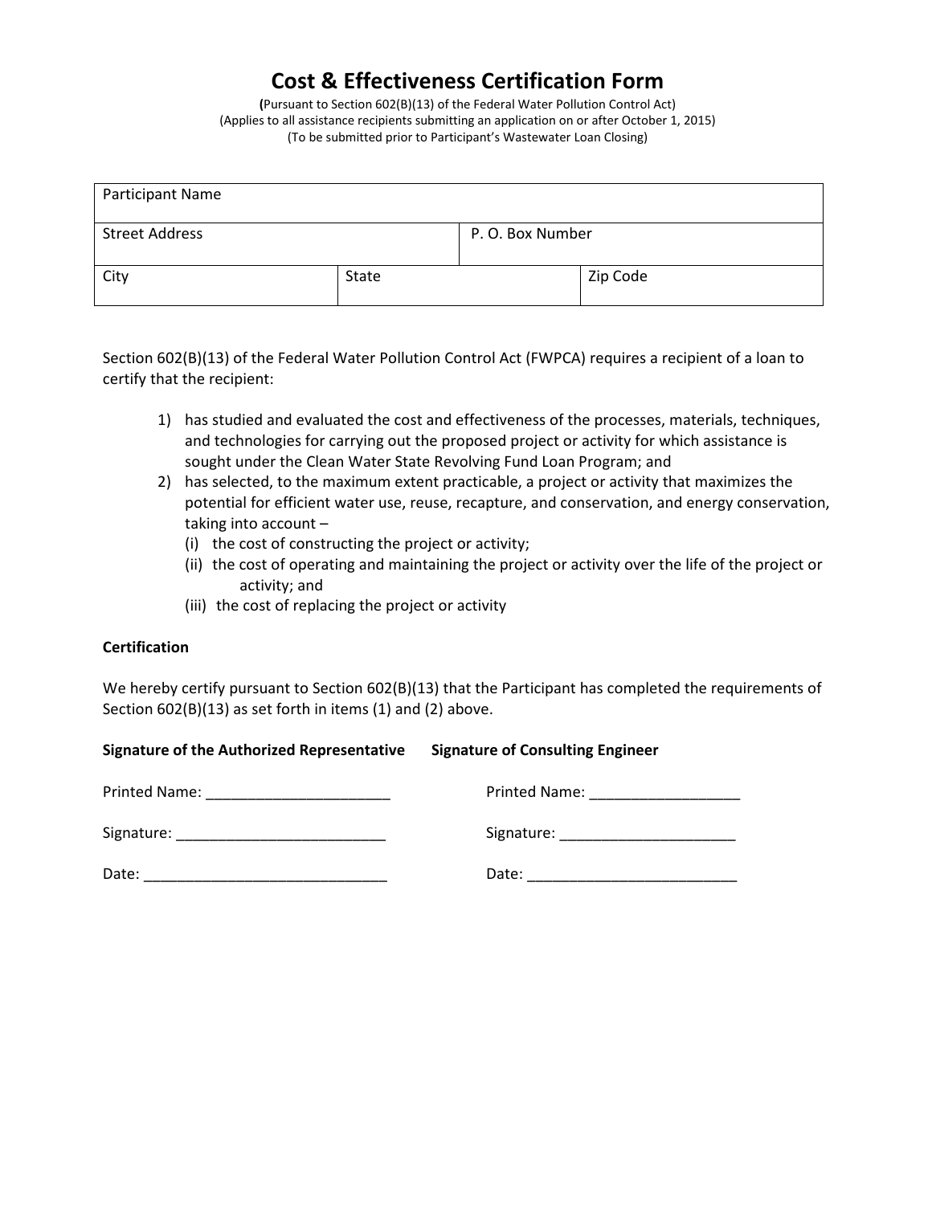# Cost & Effectiveness Certification Form

(Pursuant to Section 602(B)(13) of the Federal Water Pollution Control Act)
(Applies to all assistance recipients submitting an application on or after October 1, 2015)
(To be submitted prior to Participant's Wastewater Loan Closing)

| | | |
|---|---|---|
| Participant Name | | |
| Street Address | | P. O. Box Number |
| City | State | Zip Code |

Section 602(B)(13) of the Federal Water Pollution Control Act (FWPCA) requires a recipient of a loan to certify that the recipient:

1) has studied and evaluated the cost and effectiveness of the processes, materials, techniques, and technologies for carrying out the proposed project or activity for which assistance is sought under the Clean Water State Revolving Fund Loan Program; and
2) has selected, to the maximum extent practicable, a project or activity that maximizes the potential for efficient water use, reuse, recapture, and conservation, and energy conservation, taking into account –
   (i) the cost of constructing the project or activity;
   (ii) the cost of operating and maintaining the project or activity over the life of the project or activity; and
   (iii) the cost of replacing the project or activity

**Certification**

We hereby certify pursuant to Section 602(B)(13) that the Participant has completed the requirements of Section 602(B)(13) as set forth in items (1) and (2) above.

**Signature of the Authorized Representative**

Printed Name: ______________________

Signature: _________________________

Date: _____________________________

**Signature of Consulting Engineer**

Printed Name: __________________

Signature: _____________________

Date: _________________________